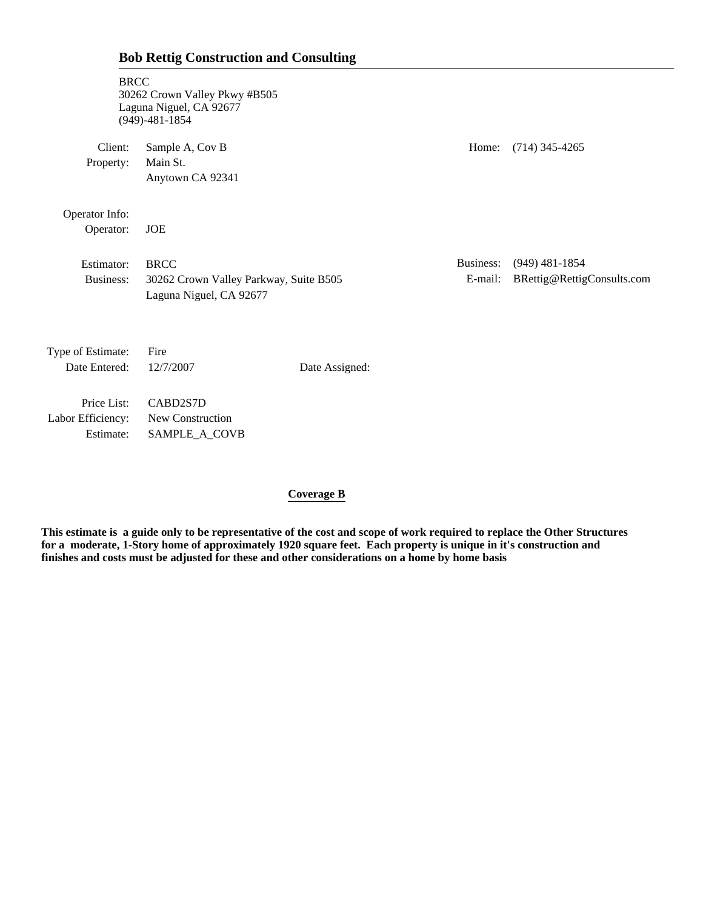## Bob Rettig Construction and Consulting

BRCC
30262 Crown Valley Pkwy #B505
Laguna Niguel, CA 92677
(949)-481-1854

| | | | |
|---|---|---|---|
| Client: | Sample A, Cov B | Home: | (714) 345-4265 |
| Property: | Main St. | | |
| | Anytown CA 92341 | | |
| Operator Info: | | | |
| Operator: | JOE | | |
| Estimator: | BRCC | Business: | (949) 481-1854 |
| Business: | 30262 Crown Valley Parkway, Suite B505 | E-mail: | BRettig@RettigConsults.com |
| | Laguna Niguel, CA 92677 | | |

| | | | |
|---|---|---|---|
| Type of Estimate: | Fire | | |
| Date Entered: | 12/7/2007 | Date Assigned: | |
| Price List: | CABD2S7D | | |
| Labor Efficiency: | New Construction | | |
| Estimate: | SAMPLE_A_COVB | | |

**Coverage B**

**This estimate is a guide only to be representative of the cost and scope of work required to replace the Other Structures for a moderate, 1-Story home of approximately 1920 square feet. Each property is unique in it's construction and finishes and costs must be adjusted for these and other considerations on a home by home basis**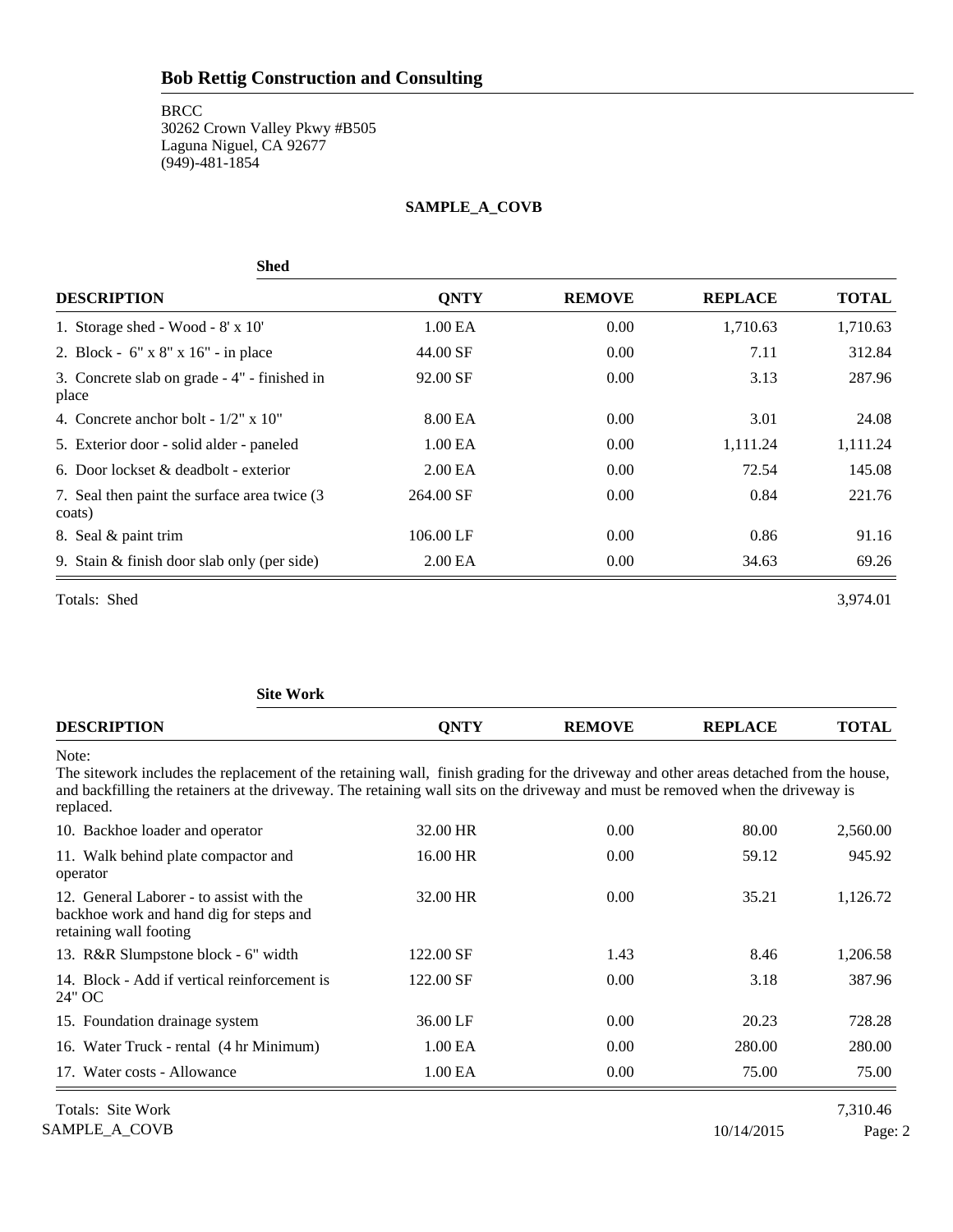# Bob Rettig Construction and Consulting

BRCC
30262 Crown Valley Pkwy #B505
Laguna Niguel, CA 92677
(949)-481-1854

**SAMPLE_A_COVB**

### Shed

| DESCRIPTION | QNTY | REMOVE | REPLACE | TOTAL |
|---|---|---|---|---|
| 1. Storage shed - Wood - 8' x 10' | 1.00 EA | 0.00 | 1,710.63 | 1,710.63 |
| 2. Block - 6" x 8" x 16" - in place | 44.00 SF | 0.00 | 7.11 | 312.84 |
| 3. Concrete slab on grade - 4" - finished in place | 92.00 SF | 0.00 | 3.13 | 287.96 |
| 4. Concrete anchor bolt - 1/2" x 10" | 8.00 EA | 0.00 | 3.01 | 24.08 |
| 5. Exterior door - solid alder - paneled | 1.00 EA | 0.00 | 1,111.24 | 1,111.24 |
| 6. Door lockset & deadbolt - exterior | 2.00 EA | 0.00 | 72.54 | 145.08 |
| 7. Seal then paint the surface area twice (3 coats) | 264.00 SF | 0.00 | 0.84 | 221.76 |
| 8. Seal & paint trim | 106.00 LF | 0.00 | 0.86 | 91.16 |
| 9. Stain & finish door slab only (per side) | 2.00 EA | 0.00 | 34.63 | 69.26 |

Totals: Shed 3,974.01

### Site Work

Note:
The sitework includes the replacement of the retaining wall, finish grading for the driveway and other areas detached from the house, and backfilling the retainers at the driveway. The retaining wall sits on the driveway and must be removed when the driveway is replaced.

| DESCRIPTION | QNTY | REMOVE | REPLACE | TOTAL |
|---|---|---|---|---|
| 10. Backhoe loader and operator | 32.00 HR | 0.00 | 80.00 | 2,560.00 |
| 11. Walk behind plate compactor and operator | 16.00 HR | 0.00 | 59.12 | 945.92 |
| 12. General Laborer - to assist with the backhoe work and hand dig for steps and retaining wall footing | 32.00 HR | 0.00 | 35.21 | 1,126.72 |
| 13. R&R Slumpstone block - 6" width | 122.00 SF | 1.43 | 8.46 | 1,206.58 |
| 14. Block - Add if vertical reinforcement is 24" OC | 122.00 SF | 0.00 | 3.18 | 387.96 |
| 15. Foundation drainage system | 36.00 LF | 0.00 | 20.23 | 728.28 |
| 16. Water Truck - rental (4 hr Minimum) | 1.00 EA | 0.00 | 280.00 | 280.00 |
| 17. Water costs - Allowance | 1.00 EA | 0.00 | 75.00 | 75.00 |

Totals: Site Work 7,310.46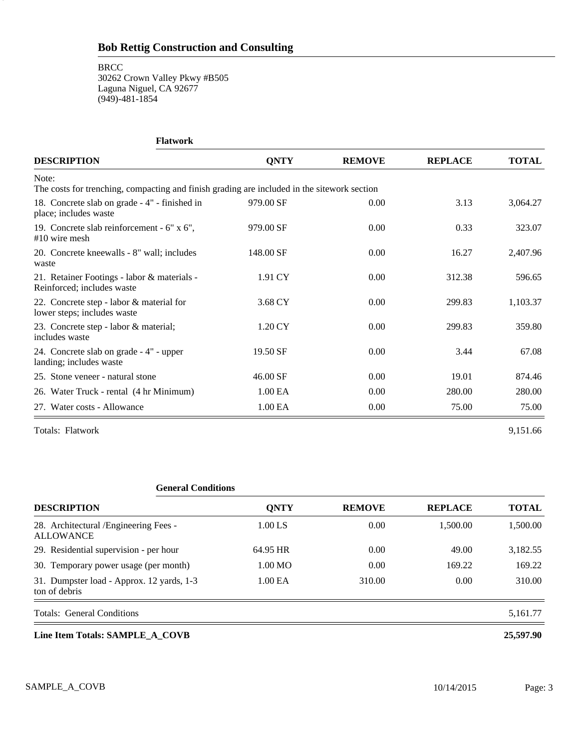# Bob Rettig Construction and Consulting

BRCC
30262 Crown Valley Pkwy #B505
Laguna Niguel, CA 92677
(949)-481-1854

### Flatwork

| DESCRIPTION | QNTY | REMOVE | REPLACE | TOTAL |
|---|---|---|---|---|
| Note:<br>The costs for trenching, compacting and finish grading are included in the sitework section | | | | |
| 18. Concrete slab on grade - 4" - finished in place; includes waste | 979.00 SF | 0.00 | 3.13 | 3,064.27 |
| 19. Concrete slab reinforcement - 6" x 6", #10 wire mesh | 979.00 SF | 0.00 | 0.33 | 323.07 |
| 20. Concrete kneewalls - 8" wall; includes waste | 148.00 SF | 0.00 | 16.27 | 2,407.96 |
| 21. Retainer Footings - labor & materials - Reinforced; includes waste | 1.91 CY | 0.00 | 312.38 | 596.65 |
| 22. Concrete step - labor & material for lower steps; includes waste | 3.68 CY | 0.00 | 299.83 | 1,103.37 |
| 23. Concrete step - labor & material; includes waste | 1.20 CY | 0.00 | 299.83 | 359.80 |
| 24. Concrete slab on grade - 4" - upper landing; includes waste | 19.50 SF | 0.00 | 3.44 | 67.08 |
| 25. Stone veneer - natural stone | 46.00 SF | 0.00 | 19.01 | 874.46 |
| 26. Water Truck - rental (4 hr Minimum) | 1.00 EA | 0.00 | 280.00 | 280.00 |
| 27. Water costs - Allowance | 1.00 EA | 0.00 | 75.00 | 75.00 |
| Totals: Flatwork | | | | 9,151.66 |

### General Conditions

| DESCRIPTION | QNTY | REMOVE | REPLACE | TOTAL |
|---|---|---|---|---|
| 28. Architectural /Engineering Fees - ALLOWANCE | 1.00 LS | 0.00 | 1,500.00 | 1,500.00 |
| 29. Residential supervision - per hour | 64.95 HR | 0.00 | 49.00 | 3,182.55 |
| 30. Temporary power usage (per month) | 1.00 MO | 0.00 | 169.22 | 169.22 |
| 31. Dumpster load - Approx. 12 yards, 1-3 ton of debris | 1.00 EA | 310.00 | 0.00 | 310.00 |
| Totals: General Conditions | | | | 5,161.77 |

| **Line Item Totals: SAMPLE_A_COVB** | **25,597.90** |
|---|---|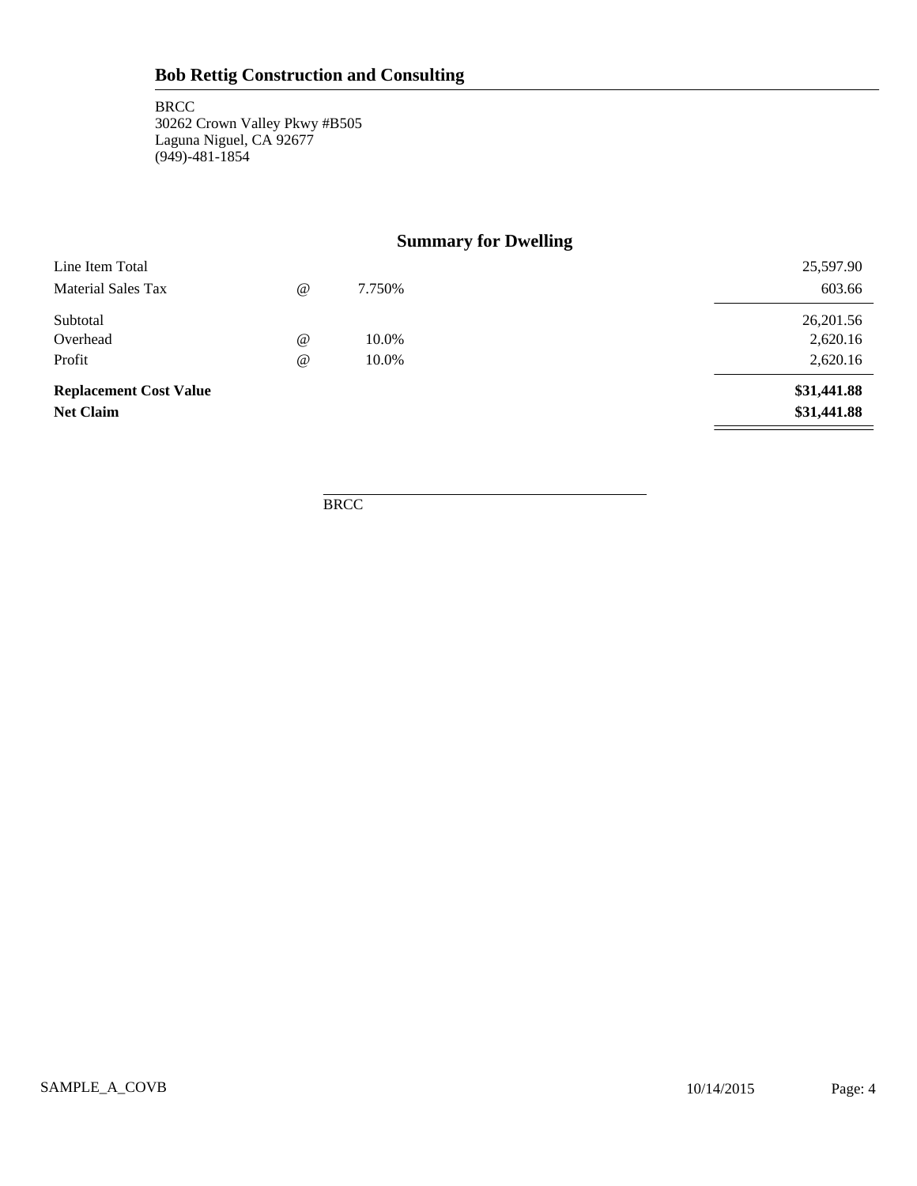## Bob Rettig Construction and Consulting

BRCC
30262 Crown Valley Pkwy #B505
Laguna Niguel, CA 92677
(949)-481-1854

### Summary for Dwelling

| | | | |
|---|---|---|---|
| Line Item Total | | | 25,597.90 |
| Material Sales Tax | @ | 7.750% | 603.66 |
| Subtotal | | | 26,201.56 |
| Overhead | @ | 10.0% | 2,620.16 |
| Profit | @ | 10.0% | 2,620.16 |
| **Replacement Cost Value** | | | **$31,441.88** |
| **Net Claim** | | | **$31,441.88** |

BRCC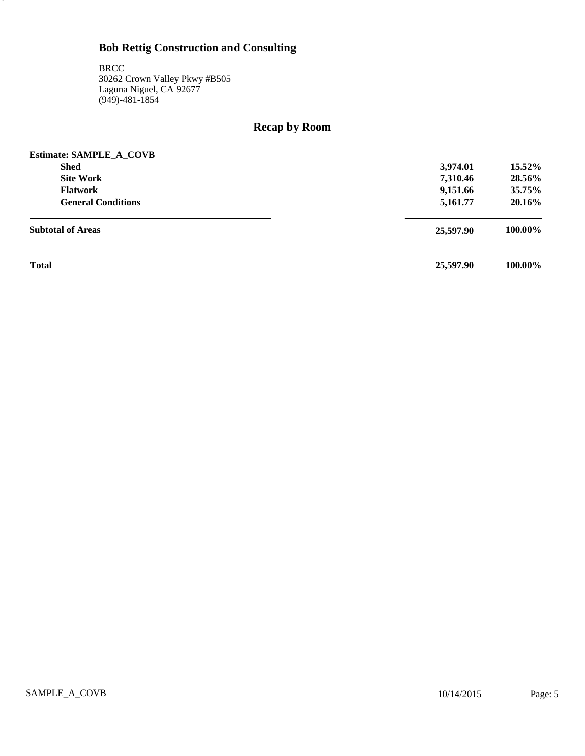## Bob Rettig Construction and Consulting

BRCC
30262 Crown Valley Pkwy #B505
Laguna Niguel, CA 92677
(949)-481-1854

# Recap by Room

**Estimate: SAMPLE_A_COVB**

| | | |
|---|---|---|
| **Shed** | **3,974.01** | **15.52%** |
| **Site Work** | **7,310.46** | **28.56%** |
| **Flatwork** | **9,151.66** | **35.75%** |
| **General Conditions** | **5,161.77** | **20.16%** |
| **Subtotal of Areas** | **25,597.90** | **100.00%** |
| **Total** | **25,597.90** | **100.00%** |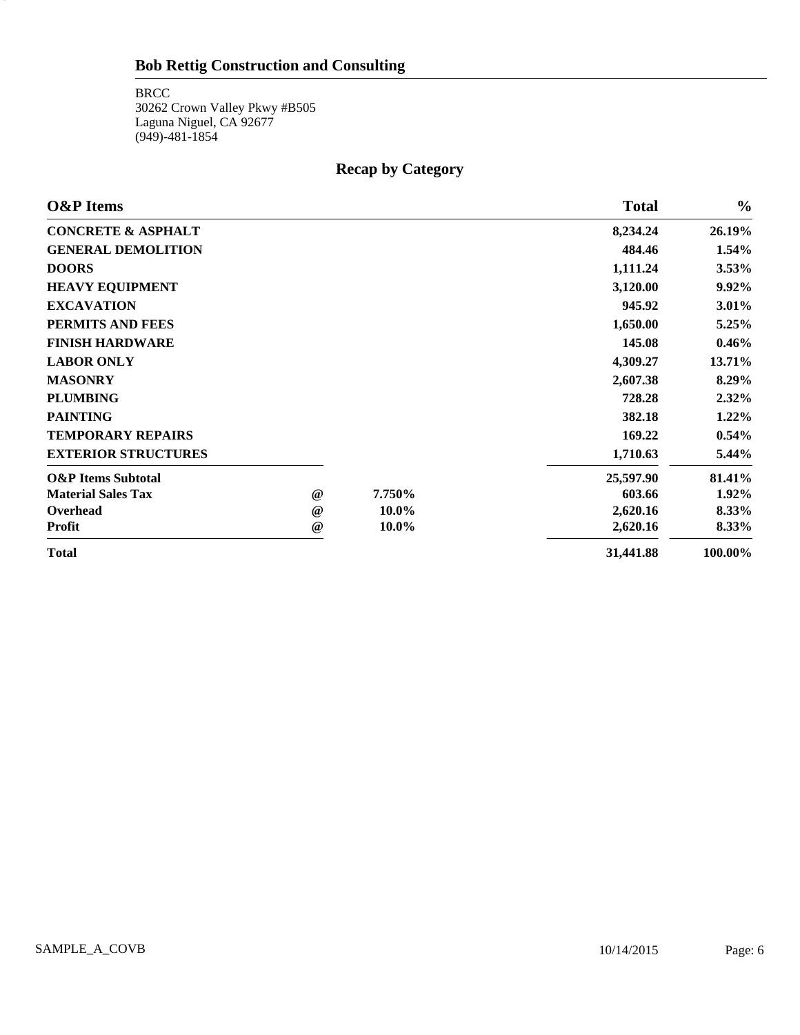## Bob Rettig Construction and Consulting

BRCC
30262 Crown Valley Pkwy #B505
Laguna Niguel, CA 92677
(949)-481-1854

# Recap by Category

| O&P Items | | | Total | % |
|---|---|---|---|---|
| **CONCRETE & ASPHALT** | | | **8,234.24** | **26.19%** |
| **GENERAL DEMOLITION** | | | **484.46** | **1.54%** |
| **DOORS** | | | **1,111.24** | **3.53%** |
| **HEAVY EQUIPMENT** | | | **3,120.00** | **9.92%** |
| **EXCAVATION** | | | **945.92** | **3.01%** |
| **PERMITS AND FEES** | | | **1,650.00** | **5.25%** |
| **FINISH HARDWARE** | | | **145.08** | **0.46%** |
| **LABOR ONLY** | | | **4,309.27** | **13.71%** |
| **MASONRY** | | | **2,607.38** | **8.29%** |
| **PLUMBING** | | | **728.28** | **2.32%** |
| **PAINTING** | | | **382.18** | **1.22%** |
| **TEMPORARY REPAIRS** | | | **169.22** | **0.54%** |
| **EXTERIOR STRUCTURES** | | | **1,710.63** | **5.44%** |
| **O&P Items Subtotal** | | | **25,597.90** | **81.41%** |
| **Material Sales Tax** | **@** | **7.750%** | **603.66** | **1.92%** |
| **Overhead** | **@** | **10.0%** | **2,620.16** | **8.33%** |
| **Profit** | **@** | **10.0%** | **2,620.16** | **8.33%** |
| **Total** | | | **31,441.88** | **100.00%** |

SAMPLE_A_COVB 10/14/2015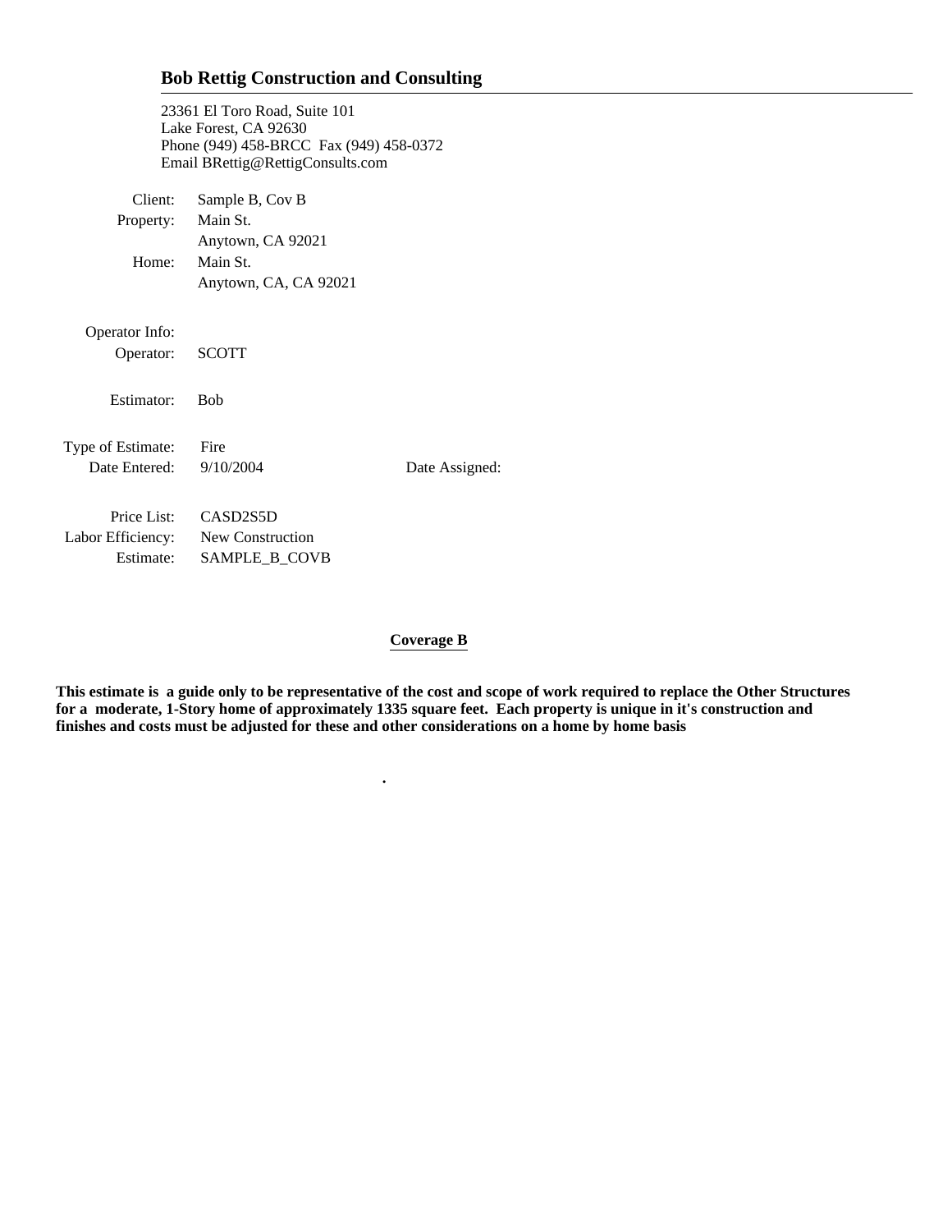## Bob Rettig Construction and Consulting

23361 El Toro Road, Suite 101
Lake Forest, CA 92630
Phone (949) 458-BRCC Fax (949) 458-0372
Email BRettig@RettigConsults.com

| | |
|---|---|
| Client: | Sample B, Cov B |
| Property: | Main St. |
| | Anytown, CA 92021 |
| Home: | Main St. |
| | Anytown, CA, CA 92021 |

Operator Info:

| | |
|---|---|
| Operator: | SCOTT |
| Estimator: | Bob |

| | | |
|---|---|---|
| Type of Estimate: | Fire | |
| Date Entered: | 9/10/2004 | Date Assigned: |

| | |
|---|---|
| Price List: | CASD2S5D |
| Labor Efficiency: | New Construction |
| Estimate: | SAMPLE_B_COVB |

**Coverage B**

**This estimate is a guide only to be representative of the cost and scope of work required to replace the Other Structures for a moderate, 1-Story home of approximately 1335 square feet. Each property is unique in it's construction and finishes and costs must be adjusted for these and other considerations on a home by home basis**

.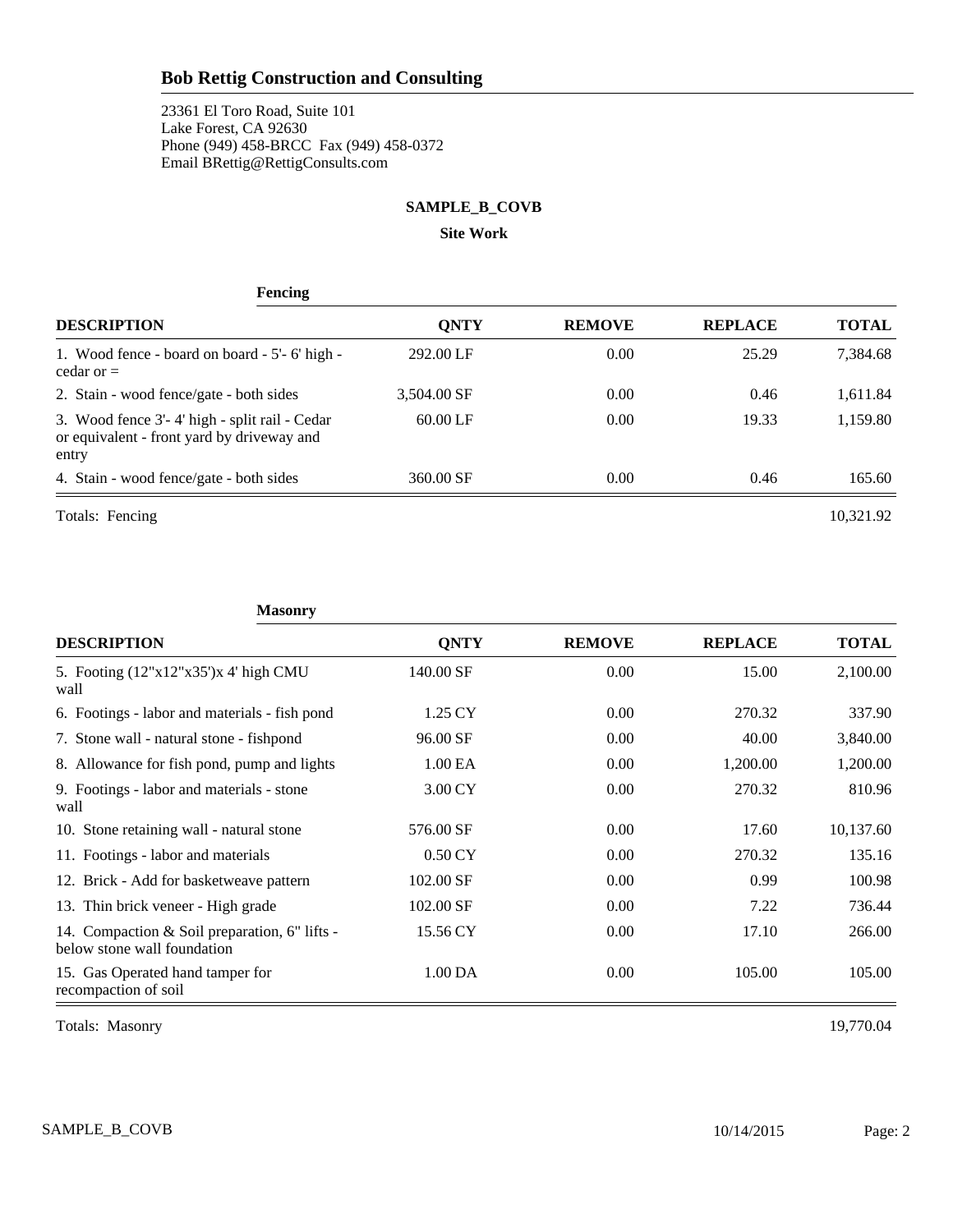## Bob Rettig Construction and Consulting

23361 El Toro Road, Suite 101
Lake Forest, CA 92630
Phone (949) 458-BRCC Fax (949) 458-0372
Email BRettig@RettigConsults.com

**SAMPLE_B_COVB**

**Site Work**

### Fencing

| DESCRIPTION | QNTY | REMOVE | REPLACE | TOTAL |
|---|---|---|---|---|
| 1. Wood fence - board on board - 5'- 6' high - cedar or = | 292.00 LF | 0.00 | 25.29 | 7,384.68 |
| 2. Stain - wood fence/gate - both sides | 3,504.00 SF | 0.00 | 0.46 | 1,611.84 |
| 3. Wood fence 3'- 4' high - split rail - Cedar or equivalent - front yard by driveway and entry | 60.00 LF | 0.00 | 19.33 | 1,159.80 |
| 4. Stain - wood fence/gate - both sides | 360.00 SF | 0.00 | 0.46 | 165.60 |

Totals: Fencing 10,321.92

### Masonry

| DESCRIPTION | QNTY | REMOVE | REPLACE | TOTAL |
|---|---|---|---|---|
| 5. Footing (12"x12"x35')x 4' high CMU wall | 140.00 SF | 0.00 | 15.00 | 2,100.00 |
| 6. Footings - labor and materials - fish pond | 1.25 CY | 0.00 | 270.32 | 337.90 |
| 7. Stone wall - natural stone - fishpond | 96.00 SF | 0.00 | 40.00 | 3,840.00 |
| 8. Allowance for fish pond, pump and lights | 1.00 EA | 0.00 | 1,200.00 | 1,200.00 |
| 9. Footings - labor and materials - stone wall | 3.00 CY | 0.00 | 270.32 | 810.96 |
| 10. Stone retaining wall - natural stone | 576.00 SF | 0.00 | 17.60 | 10,137.60 |
| 11. Footings - labor and materials | 0.50 CY | 0.00 | 270.32 | 135.16 |
| 12. Brick - Add for basketweave pattern | 102.00 SF | 0.00 | 0.99 | 100.98 |
| 13. Thin brick veneer - High grade | 102.00 SF | 0.00 | 7.22 | 736.44 |
| 14. Compaction & Soil preparation, 6" lifts - below stone wall foundation | 15.56 CY | 0.00 | 17.10 | 266.00 |
| 15. Gas Operated hand tamper for recompaction of soil | 1.00 DA | 0.00 | 105.00 | 105.00 |

Totals: Masonry 19,770.04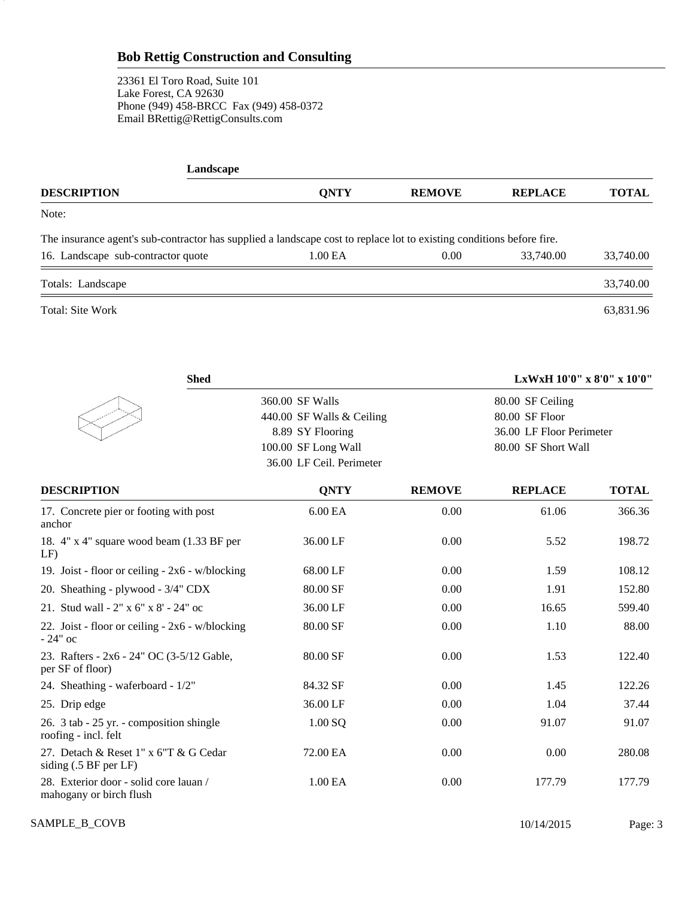## Bob Rettig Construction and Consulting

23361 El Toro Road, Suite 101
Lake Forest, CA 92630
Phone (949) 458-BRCC Fax (949) 458-0372
Email BRettig@RettigConsults.com

### Landscape

| DESCRIPTION | QNTY | REMOVE | REPLACE | TOTAL |
|---|---|---|---|---|
| Note: | | | | |
| The insurance agent's sub-contractor has supplied a landscape cost to replace lot to existing conditions before fire. | | | | |
| 16. Landscape sub-contractor quote | 1.00 EA | 0.00 | 33,740.00 | 33,740.00 |
| Totals: Landscape | | | | 33,740.00 |
| Total: Site Work | | | | 63,831.96 |

### Shed

LxWxH 10'0" x 8'0" x 10'0"

| | |
|---|---|
| 360.00 SF Walls | 80.00 SF Ceiling |
| 440.00 SF Walls & Ceiling | 80.00 SF Floor |
| 8.89 SY Flooring | 36.00 LF Floor Perimeter |
| 100.00 SF Long Wall | 80.00 SF Short Wall |
| 36.00 LF Ceil. Perimeter | |

| DESCRIPTION | QNTY | REMOVE | REPLACE | TOTAL |
|---|---|---|---|---|
| 17. Concrete pier or footing with post anchor | 6.00 EA | 0.00 | 61.06 | 366.36 |
| 18. 4" x 4" square wood beam (1.33 BF per LF) | 36.00 LF | 0.00 | 5.52 | 198.72 |
| 19. Joist - floor or ceiling - 2x6 - w/blocking | 68.00 LF | 0.00 | 1.59 | 108.12 |
| 20. Sheathing - plywood - 3/4" CDX | 80.00 SF | 0.00 | 1.91 | 152.80 |
| 21. Stud wall - 2" x 6" x 8' - 24" oc | 36.00 LF | 0.00 | 16.65 | 599.40 |
| 22. Joist - floor or ceiling - 2x6 - w/blocking - 24" oc | 80.00 SF | 0.00 | 1.10 | 88.00 |
| 23. Rafters - 2x6 - 24" OC (3-5/12 Gable, per SF of floor) | 80.00 SF | 0.00 | 1.53 | 122.40 |
| 24. Sheathing - waferboard - 1/2" | 84.32 SF | 0.00 | 1.45 | 122.26 |
| 25. Drip edge | 36.00 LF | 0.00 | 1.04 | 37.44 |
| 26. 3 tab - 25 yr. - composition shingle roofing - incl. felt | 1.00 SQ | 0.00 | 91.07 | 91.07 |
| 27. Detach & Reset 1" x 6"T & G Cedar siding (.5 BF per LF) | 72.00 EA | 0.00 | 0.00 | 280.08 |
| 28. Exterior door - solid core lauan / mahogany or birch flush | 1.00 EA | 0.00 | 177.79 | 177.79 |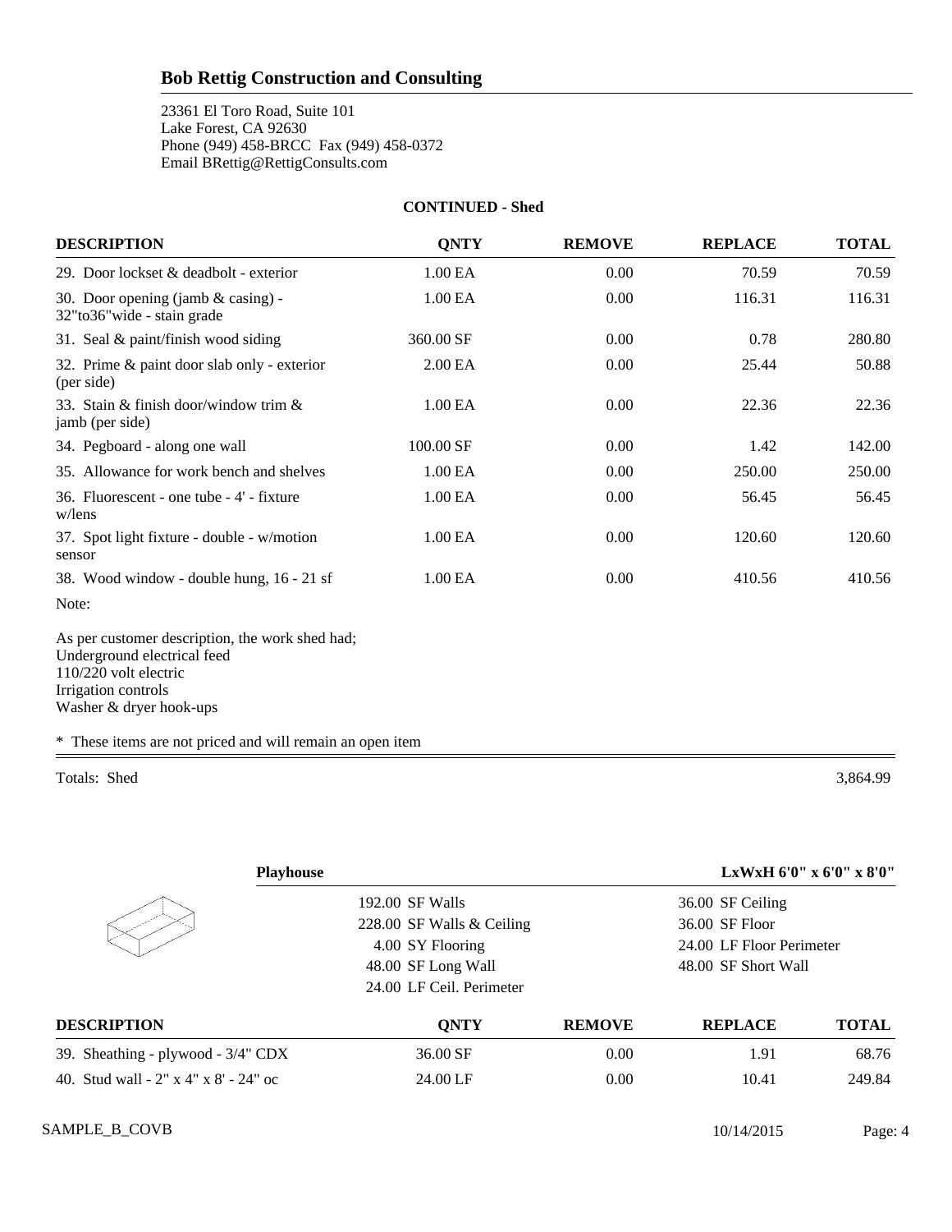## Bob Rettig Construction and Consulting

23361 El Toro Road, Suite 101
Lake Forest, CA 92630
Phone (949) 458-BRCC  Fax (949) 458-0372
Email BRettig@RettigConsults.com

**CONTINUED - Shed**

| DESCRIPTION | QNTY | REMOVE | REPLACE | TOTAL |
|---|---|---|---|---|
| 29. Door lockset & deadbolt - exterior | 1.00 EA | 0.00 | 70.59 | 70.59 |
| 30. Door opening (jamb & casing) - 32"to36"wide - stain grade | 1.00 EA | 0.00 | 116.31 | 116.31 |
| 31. Seal & paint/finish wood siding | 360.00 SF | 0.00 | 0.78 | 280.80 |
| 32. Prime & paint door slab only - exterior (per side) | 2.00 EA | 0.00 | 25.44 | 50.88 |
| 33. Stain & finish door/window trim & jamb (per side) | 1.00 EA | 0.00 | 22.36 | 22.36 |
| 34. Pegboard - along one wall | 100.00 SF | 0.00 | 1.42 | 142.00 |
| 35. Allowance for work bench and shelves | 1.00 EA | 0.00 | 250.00 | 250.00 |
| 36. Fluorescent - one tube - 4' - fixture w/lens | 1.00 EA | 0.00 | 56.45 | 56.45 |
| 37. Spot light fixture - double - w/motion sensor | 1.00 EA | 0.00 | 120.60 | 120.60 |
| 38. Wood window - double hung, 16 - 21 sf | 1.00 EA | 0.00 | 410.56 | 410.56 |

Note:

As per customer description, the work shed had;
Underground electrical feed
110/220 volt electric
Irrigation controls
Washer & dryer hook-ups

* These items are not priced and will remain an open item

Totals: Shed 3,864.99

**Playhouse** **LxWxH 6'0" x 6'0" x 8'0"**

| | |
|---|---|
| 192.00 SF Walls | 36.00 SF Ceiling |
| 228.00 SF Walls & Ceiling | 36.00 SF Floor |
| 4.00 SY Flooring | 24.00 LF Floor Perimeter |
| 48.00 SF Long Wall | 48.00 SF Short Wall |
| 24.00 LF Ceil. Perimeter | |

| DESCRIPTION | QNTY | REMOVE | REPLACE | TOTAL |
|---|---|---|---|---|
| 39. Sheathing - plywood - 3/4" CDX | 36.00 SF | 0.00 | 1.91 | 68.76 |
| 40. Stud wall - 2" x 4" x 8' - 24" oc | 24.00 LF | 0.00 | 10.41 | 249.84 |

SAMPLE_B_COVB 10/14/2015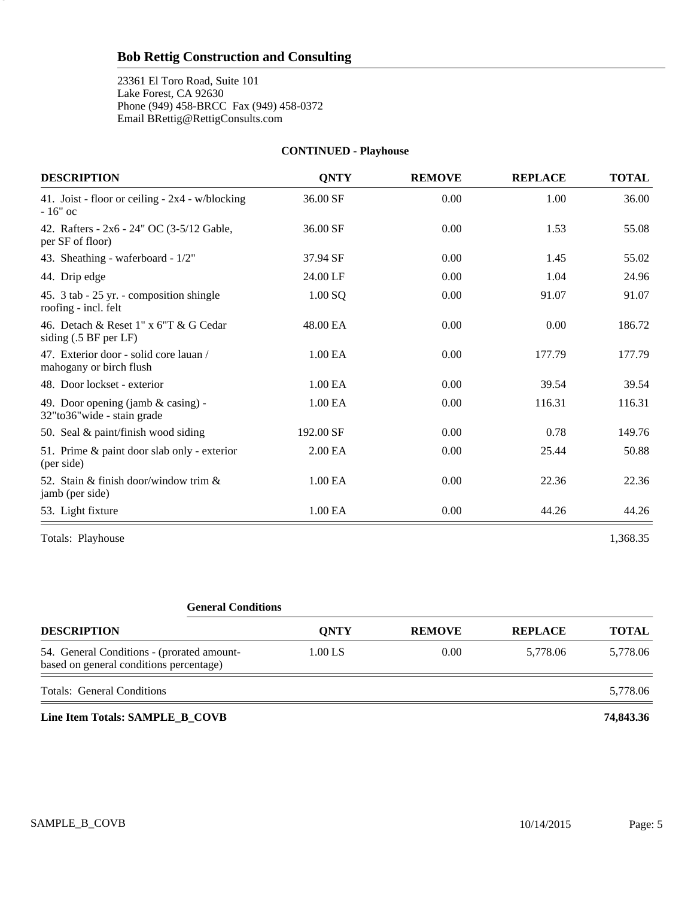## Bob Rettig Construction and Consulting

23361 El Toro Road, Suite 101
Lake Forest, CA 92630
Phone (949) 458-BRCC Fax (949) 458-0372
Email BRettig@RettigConsults.com

### CONTINUED - Playhouse

| DESCRIPTION | QNTY | REMOVE | REPLACE | TOTAL |
|---|---|---|---|---|
| 41. Joist - floor or ceiling - 2x4 - w/blocking - 16" oc | 36.00 SF | 0.00 | 1.00 | 36.00 |
| 42. Rafters - 2x6 - 24" OC (3-5/12 Gable, per SF of floor) | 36.00 SF | 0.00 | 1.53 | 55.08 |
| 43. Sheathing - waferboard - 1/2" | 37.94 SF | 0.00 | 1.45 | 55.02 |
| 44. Drip edge | 24.00 LF | 0.00 | 1.04 | 24.96 |
| 45. 3 tab - 25 yr. - composition shingle roofing - incl. felt | 1.00 SQ | 0.00 | 91.07 | 91.07 |
| 46. Detach & Reset 1" x 6"T & G Cedar siding (.5 BF per LF) | 48.00 EA | 0.00 | 0.00 | 186.72 |
| 47. Exterior door - solid core lauan / mahogany or birch flush | 1.00 EA | 0.00 | 177.79 | 177.79 |
| 48. Door lockset - exterior | 1.00 EA | 0.00 | 39.54 | 39.54 |
| 49. Door opening (jamb & casing) - 32"to36"wide - stain grade | 1.00 EA | 0.00 | 116.31 | 116.31 |
| 50. Seal & paint/finish wood siding | 192.00 SF | 0.00 | 0.78 | 149.76 |
| 51. Prime & paint door slab only - exterior (per side) | 2.00 EA | 0.00 | 25.44 | 50.88 |
| 52. Stain & finish door/window trim & jamb (per side) | 1.00 EA | 0.00 | 22.36 | 22.36 |
| 53. Light fixture | 1.00 EA | 0.00 | 44.26 | 44.26 |

Totals: Playhouse 1,368.35

### General Conditions

| DESCRIPTION | QNTY | REMOVE | REPLACE | TOTAL |
|---|---|---|---|---|
| 54. General Conditions - (prorated amount-based on general conditions percentage) | 1.00 LS | 0.00 | 5,778.06 | 5,778.06 |

Totals: General Conditions 5,778.06

**Line Item Totals: SAMPLE_B_COVB** **74,843.36**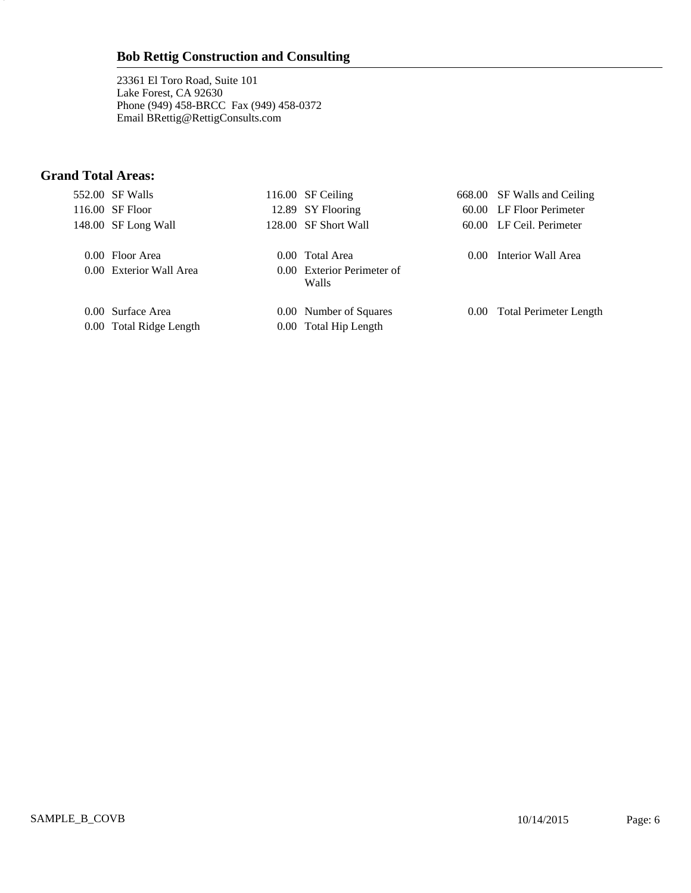**Bob Rettig Construction and Consulting**

23361 El Toro Road, Suite 101
Lake Forest, CA 92630
Phone (949) 458-BRCC  Fax (949) 458-0372
Email BRettig@RettigConsults.com

## Grand Total Areas:

| | | | | | |
|---|---|---|---|---|---|
| 552.00 | SF Walls | 116.00 | SF Ceiling | 668.00 | SF Walls and Ceiling |
| 116.00 | SF Floor | 12.89 | SY Flooring | 60.00 | LF Floor Perimeter |
| 148.00 | SF Long Wall | 128.00 | SF Short Wall | 60.00 | LF Ceil. Perimeter |
| 0.00 | Floor Area | 0.00 | Total Area | 0.00 | Interior Wall Area |
| 0.00 | Exterior Wall Area | 0.00 | Exterior Perimeter of Walls | | |
| 0.00 | Surface Area | 0.00 | Number of Squares | 0.00 | Total Perimeter Length |
| 0.00 | Total Ridge Length | 0.00 | Total Hip Length | | |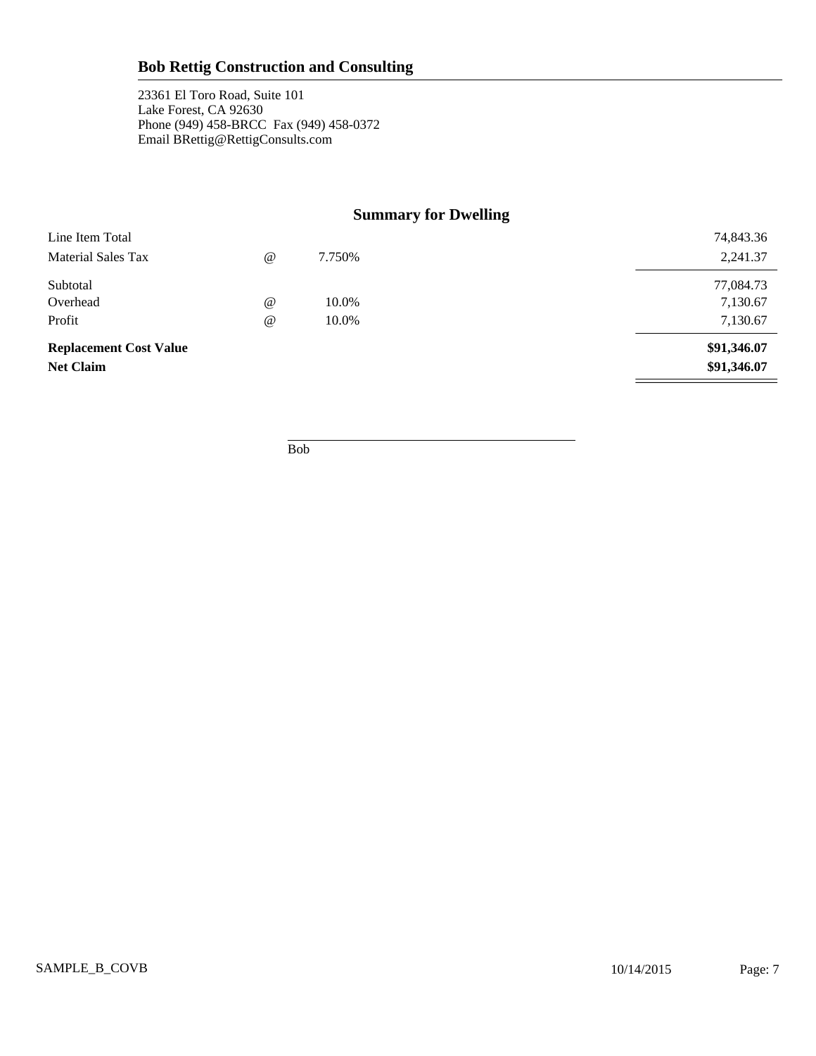## Bob Rettig Construction and Consulting

23361 El Toro Road, Suite 101
Lake Forest, CA 92630
Phone (949) 458-BRCC Fax (949) 458-0372
Email BRettig@RettigConsults.com

### Summary for Dwelling

| | | | |
|---|---|---|---|
| Line Item Total | | | 74,843.36 |
| Material Sales Tax | @ | 7.750% | 2,241.37 |
| Subtotal | | | 77,084.73 |
| Overhead | @ | 10.0% | 7,130.67 |
| Profit | @ | 10.0% | 7,130.67 |
| **Replacement Cost Value** | | | **$91,346.07** |
| **Net Claim** | | | **$91,346.07** |

Bob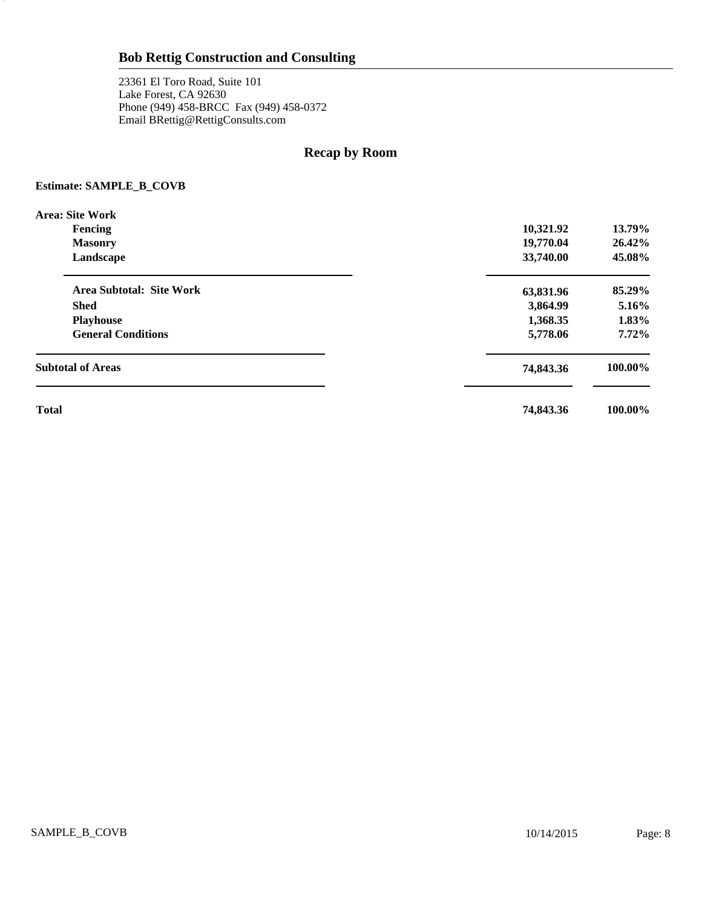## Bob Rettig Construction and Consulting

23361 El Toro Road, Suite 101
Lake Forest, CA 92630
Phone (949) 458-BRCC Fax (949) 458-0372
Email BRettig@RettigConsults.com

# Recap by Room

**Estimate: SAMPLE_B_COVB**

| | | |
|---|---|---|
| **Area: Site Work** | | |
| **Fencing** | **10,321.92** | **13.79%** |
| **Masonry** | **19,770.04** | **26.42%** |
| **Landscape** | **33,740.00** | **45.08%** |
| **Area Subtotal: Site Work** | **63,831.96** | **85.29%** |
| **Shed** | **3,864.99** | **5.16%** |
| **Playhouse** | **1,368.35** | **1.83%** |
| **General Conditions** | **5,778.06** | **7.72%** |
| **Subtotal of Areas** | **74,843.36** | **100.00%** |
| **Total** | **74,843.36** | **100.00%** |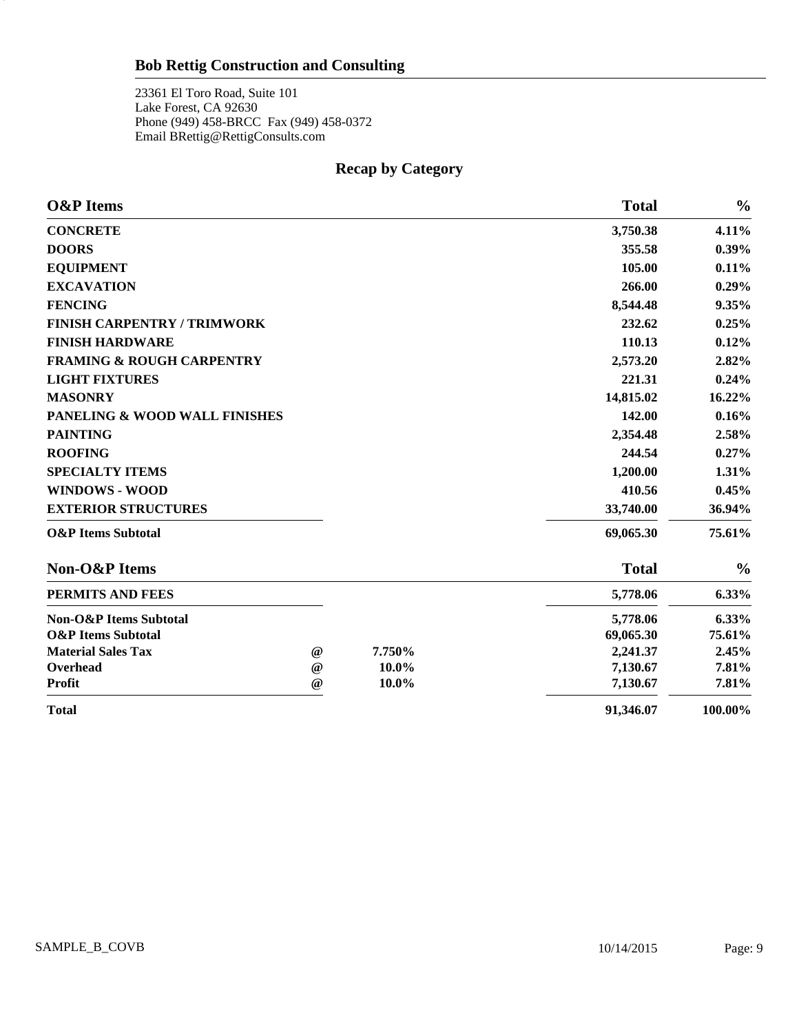## Bob Rettig Construction and Consulting

23361 El Toro Road, Suite 101
Lake Forest, CA 92630
Phone (949) 458-BRCC  Fax (949) 458-0372
Email BRettig@RettigConsults.com

### Recap by Category

| O&P Items | | | Total | % |
|---|---|---|---|---|
| **CONCRETE** | | | **3,750.38** | **4.11%** |
| **DOORS** | | | **355.58** | **0.39%** |
| **EQUIPMENT** | | | **105.00** | **0.11%** |
| **EXCAVATION** | | | **266.00** | **0.29%** |
| **FENCING** | | | **8,544.48** | **9.35%** |
| **FINISH CARPENTRY / TRIMWORK** | | | **232.62** | **0.25%** |
| **FINISH HARDWARE** | | | **110.13** | **0.12%** |
| **FRAMING & ROUGH CARPENTRY** | | | **2,573.20** | **2.82%** |
| **LIGHT FIXTURES** | | | **221.31** | **0.24%** |
| **MASONRY** | | | **14,815.02** | **16.22%** |
| **PANELING & WOOD WALL FINISHES** | | | **142.00** | **0.16%** |
| **PAINTING** | | | **2,354.48** | **2.58%** |
| **ROOFING** | | | **244.54** | **0.27%** |
| **SPECIALTY ITEMS** | | | **1,200.00** | **1.31%** |
| **WINDOWS - WOOD** | | | **410.56** | **0.45%** |
| **EXTERIOR STRUCTURES** | | | **33,740.00** | **36.94%** |
| **O&P Items Subtotal** | | | **69,065.30** | **75.61%** |

| Non-O&P Items | | | Total | % |
|---|---|---|---|---|
| **PERMITS AND FEES** | | | **5,778.06** | **6.33%** |
| **Non-O&P Items Subtotal** | | | **5,778.06** | **6.33%** |
| **O&P Items Subtotal** | | | **69,065.30** | **75.61%** |
| **Material Sales Tax** | **@** | **7.750%** | **2,241.37** | **2.45%** |
| **Overhead** | **@** | **10.0%** | **7,130.67** | **7.81%** |
| **Profit** | **@** | **10.0%** | **7,130.67** | **7.81%** |
| **Total** | | | **91,346.07** | **100.00%** |

SAMPLE_B_COVB    10/14/2015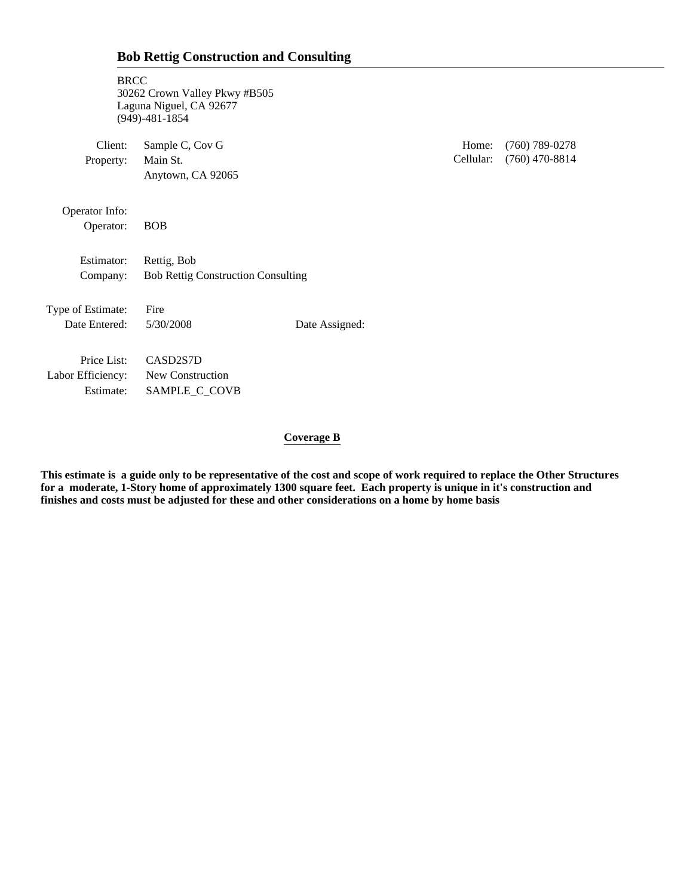## Bob Rettig Construction and Consulting

BRCC
30262 Crown Valley Pkwy #B505
Laguna Niguel, CA 92677
(949)-481-1854

| | | | |
|---|---|---|---|
| Client: | Sample C, Cov G | Home: | (760) 789-0278 |
| Property: | Main St. | Cellular: | (760) 470-8814 |
| | Anytown, CA 92065 | | |

Operator Info:

Operator: BOB

Estimator: Rettig, Bob
Company: Bob Rettig Construction Consulting

Type of Estimate: Fire
Date Entered: 5/30/2008 Date Assigned:

Price List: CASD2S7D
Labor Efficiency: New Construction
Estimate: SAMPLE_C_COVB

**Coverage B**

**This estimate is a guide only to be representative of the cost and scope of work required to replace the Other Structures for a moderate, 1-Story home of approximately 1300 square feet. Each property is unique in it's construction and finishes and costs must be adjusted for these and other considerations on a home by home basis**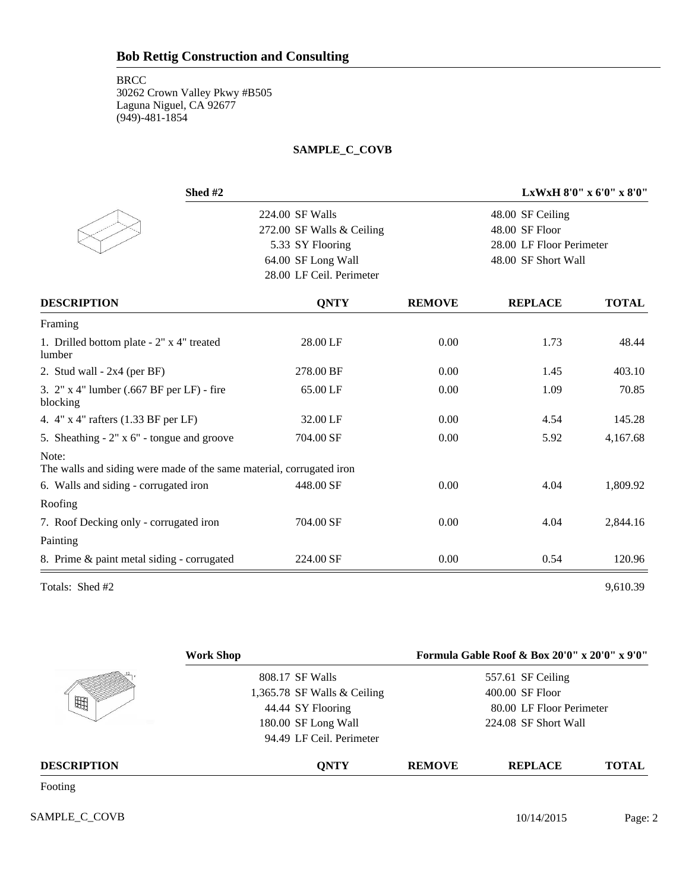## Bob Rettig Construction and Consulting

BRCC
30262 Crown Valley Pkwy #B505
Laguna Niguel, CA 92677
(949)-481-1854

**SAMPLE_C_COVB**

**Shed #2** — **LxWxH 8'0" x 6'0" x 8'0"**

| | |
|---|---|
| 224.00 SF Walls | 48.00 SF Ceiling |
| 272.00 SF Walls & Ceiling | 48.00 SF Floor |
| 5.33 SY Flooring | 28.00 LF Floor Perimeter |
| 64.00 SF Long Wall | 48.00 SF Short Wall |
| 28.00 LF Ceil. Perimeter | |

| DESCRIPTION | QNTY | REMOVE | REPLACE | TOTAL |
|---|---|---|---|---|
| Framing | | | | |
| 1. Drilled bottom plate - 2" x 4" treated lumber | 28.00 LF | 0.00 | 1.73 | 48.44 |
| 2. Stud wall - 2x4 (per BF) | 278.00 BF | 0.00 | 1.45 | 403.10 |
| 3. 2" x 4" lumber (.667 BF per LF) - fire blocking | 65.00 LF | 0.00 | 1.09 | 70.85 |
| 4. 4" x 4" rafters (1.33 BF per LF) | 32.00 LF | 0.00 | 4.54 | 145.28 |
| 5. Sheathing - 2" x 6" - tongue and groove | 704.00 SF | 0.00 | 5.92 | 4,167.68 |
| Note: The walls and siding were made of the same material, corrugated iron | | | | |
| 6. Walls and siding - corrugated iron | 448.00 SF | 0.00 | 4.04 | 1,809.92 |
| Roofing | | | | |
| 7. Roof Decking only - corrugated iron | 704.00 SF | 0.00 | 4.04 | 2,844.16 |
| Painting | | | | |
| 8. Prime & paint metal siding - corrugated | 224.00 SF | 0.00 | 0.54 | 120.96 |
| Totals: Shed #2 | | | | 9,610.39 |

**Work Shop** — **Formula Gable Roof & Box 20'0" x 20'0" x 9'0"**

| | |
|---|---|
| 808.17 SF Walls | 557.61 SF Ceiling |
| 1,365.78 SF Walls & Ceiling | 400.00 SF Floor |
| 44.44 SY Flooring | 80.00 LF Floor Perimeter |
| 180.00 SF Long Wall | 224.08 SF Short Wall |
| 94.49 LF Ceil. Perimeter | |

| DESCRIPTION | QNTY | REMOVE | REPLACE | TOTAL |
|---|---|---|---|---|
| Footing | | | | |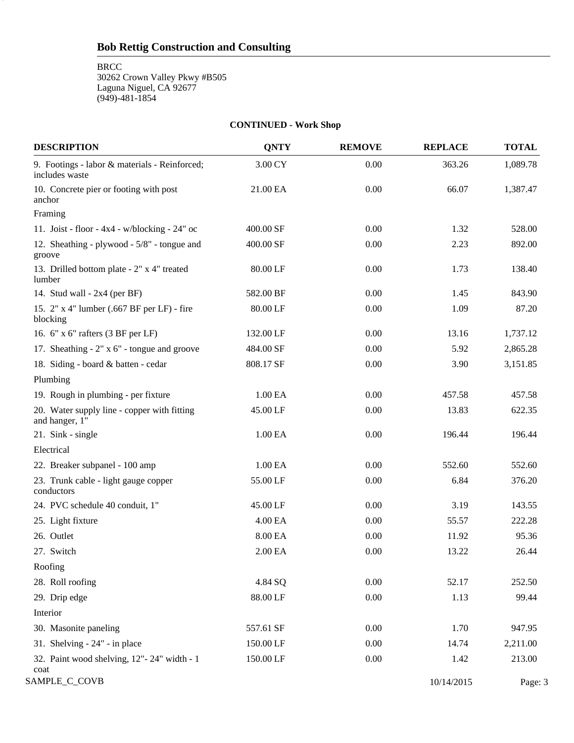## Bob Rettig Construction and Consulting

BRCC
30262 Crown Valley Pkwy #B505
Laguna Niguel, CA 92677
(949)-481-1854

**CONTINUED - Work Shop**

| DESCRIPTION | QNTY | REMOVE | REPLACE | TOTAL |
|---|---|---|---|---|
| 9. Footings - labor & materials - Reinforced; includes waste | 3.00 CY | 0.00 | 363.26 | 1,089.78 |
| 10. Concrete pier or footing with post anchor | 21.00 EA | 0.00 | 66.07 | 1,387.47 |
| Framing | | | | |
| 11. Joist - floor - 4x4 - w/blocking - 24" oc | 400.00 SF | 0.00 | 1.32 | 528.00 |
| 12. Sheathing - plywood - 5/8" - tongue and groove | 400.00 SF | 0.00 | 2.23 | 892.00 |
| 13. Drilled bottom plate - 2" x 4" treated lumber | 80.00 LF | 0.00 | 1.73 | 138.40 |
| 14. Stud wall - 2x4 (per BF) | 582.00 BF | 0.00 | 1.45 | 843.90 |
| 15. 2" x 4" lumber (.667 BF per LF) - fire blocking | 80.00 LF | 0.00 | 1.09 | 87.20 |
| 16. 6" x 6" rafters (3 BF per LF) | 132.00 LF | 0.00 | 13.16 | 1,737.12 |
| 17. Sheathing - 2" x 6" - tongue and groove | 484.00 SF | 0.00 | 5.92 | 2,865.28 |
| 18. Siding - board & batten - cedar | 808.17 SF | 0.00 | 3.90 | 3,151.85 |
| Plumbing | | | | |
| 19. Rough in plumbing - per fixture | 1.00 EA | 0.00 | 457.58 | 457.58 |
| 20. Water supply line - copper with fitting and hanger, 1" | 45.00 LF | 0.00 | 13.83 | 622.35 |
| 21. Sink - single | 1.00 EA | 0.00 | 196.44 | 196.44 |
| Electrical | | | | |
| 22. Breaker subpanel - 100 amp | 1.00 EA | 0.00 | 552.60 | 552.60 |
| 23. Trunk cable - light gauge copper conductors | 55.00 LF | 0.00 | 6.84 | 376.20 |
| 24. PVC schedule 40 conduit, 1" | 45.00 LF | 0.00 | 3.19 | 143.55 |
| 25. Light fixture | 4.00 EA | 0.00 | 55.57 | 222.28 |
| 26. Outlet | 8.00 EA | 0.00 | 11.92 | 95.36 |
| 27. Switch | 2.00 EA | 0.00 | 13.22 | 26.44 |
| Roofing | | | | |
| 28. Roll roofing | 4.84 SQ | 0.00 | 52.17 | 252.50 |
| 29. Drip edge | 88.00 LF | 0.00 | 1.13 | 99.44 |
| Interior | | | | |
| 30. Masonite paneling | 557.61 SF | 0.00 | 1.70 | 947.95 |
| 31. Shelving - 24" - in place | 150.00 LF | 0.00 | 14.74 | 2,211.00 |
| 32. Paint wood shelving, 12"- 24" width - 1 coat | 150.00 LF | 0.00 | 1.42 | 213.00 |

SAMPLE_C_COVB 10/14/2015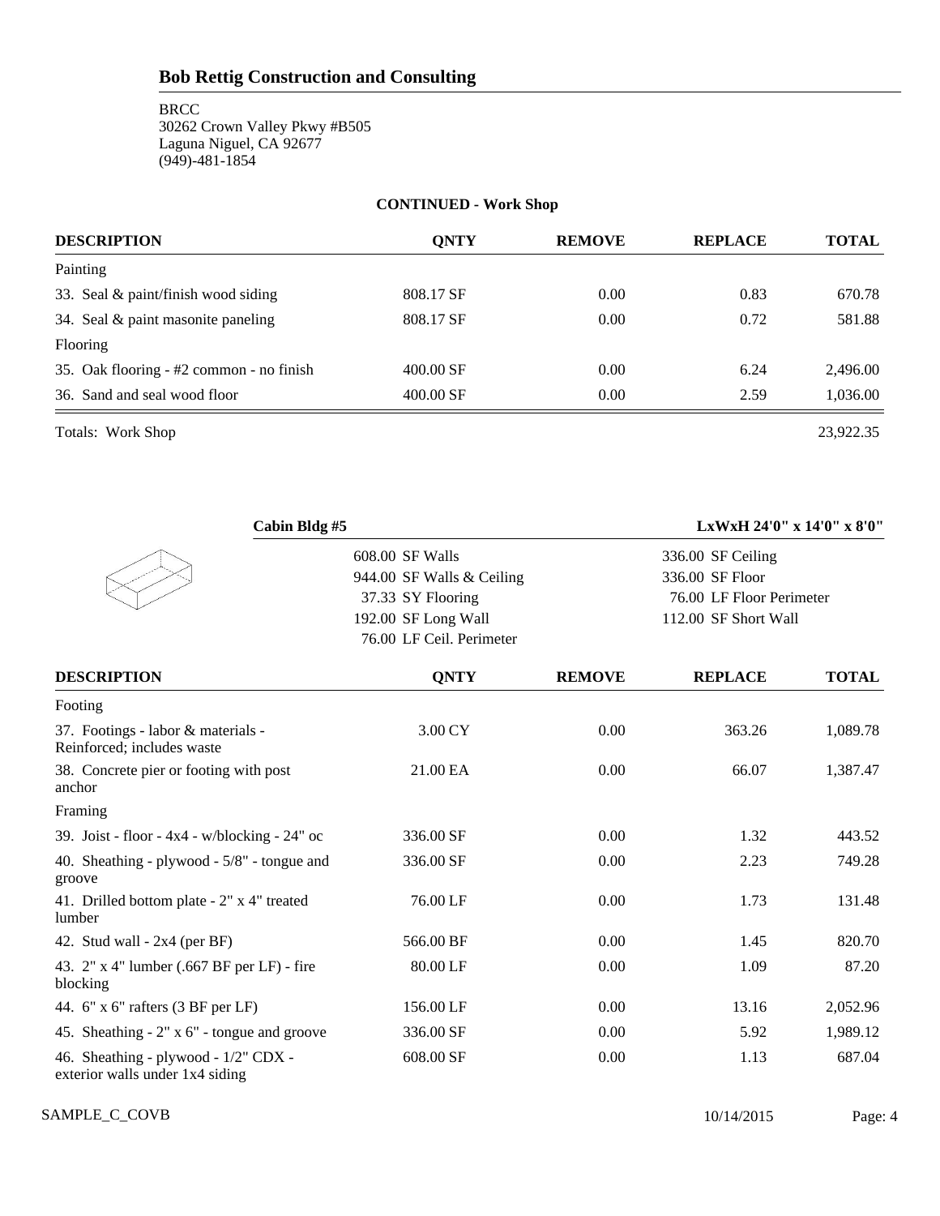## Bob Rettig Construction and Consulting

BRCC
30262 Crown Valley Pkwy #B505
Laguna Niguel, CA 92677
(949)-481-1854

### CONTINUED - Work Shop

| DESCRIPTION | QNTY | REMOVE | REPLACE | TOTAL |
|---|---|---|---|---|
| Painting | | | | |
| 33. Seal & paint/finish wood siding | 808.17 SF | 0.00 | 0.83 | 670.78 |
| 34. Seal & paint masonite paneling | 808.17 SF | 0.00 | 0.72 | 581.88 |
| Flooring | | | | |
| 35. Oak flooring - #2 common - no finish | 400.00 SF | 0.00 | 6.24 | 2,496.00 |
| 36. Sand and seal wood floor | 400.00 SF | 0.00 | 2.59 | 1,036.00 |
| Totals: Work Shop | | | | 23,922.35 |

### Cabin Bldg #5

**LxWxH 24'0" x 14'0" x 8'0"**

| | |
|---|---|
| 608.00 SF Walls | 336.00 SF Ceiling |
| 944.00 SF Walls & Ceiling | 336.00 SF Floor |
| 37.33 SY Flooring | 76.00 LF Floor Perimeter |
| 192.00 SF Long Wall | 112.00 SF Short Wall |
| 76.00 LF Ceil. Perimeter | |

| DESCRIPTION | QNTY | REMOVE | REPLACE | TOTAL |
|---|---|---|---|---|
| Footing | | | | |
| 37. Footings - labor & materials - Reinforced; includes waste | 3.00 CY | 0.00 | 363.26 | 1,089.78 |
| 38. Concrete pier or footing with post anchor | 21.00 EA | 0.00 | 66.07 | 1,387.47 |
| Framing | | | | |
| 39. Joist - floor - 4x4 - w/blocking - 24" oc | 336.00 SF | 0.00 | 1.32 | 443.52 |
| 40. Sheathing - plywood - 5/8" - tongue and groove | 336.00 SF | 0.00 | 2.23 | 749.28 |
| 41. Drilled bottom plate - 2" x 4" treated lumber | 76.00 LF | 0.00 | 1.73 | 131.48 |
| 42. Stud wall - 2x4 (per BF) | 566.00 BF | 0.00 | 1.45 | 820.70 |
| 43. 2" x 4" lumber (.667 BF per LF) - fire blocking | 80.00 LF | 0.00 | 1.09 | 87.20 |
| 44. 6" x 6" rafters (3 BF per LF) | 156.00 LF | 0.00 | 13.16 | 2,052.96 |
| 45. Sheathing - 2" x 6" - tongue and groove | 336.00 SF | 0.00 | 5.92 | 1,989.12 |
| 46. Sheathing - plywood - 1/2" CDX - exterior walls under 1x4 siding | 608.00 SF | 0.00 | 1.13 | 687.04 |

SAMPLE_C_COVB 10/14/2015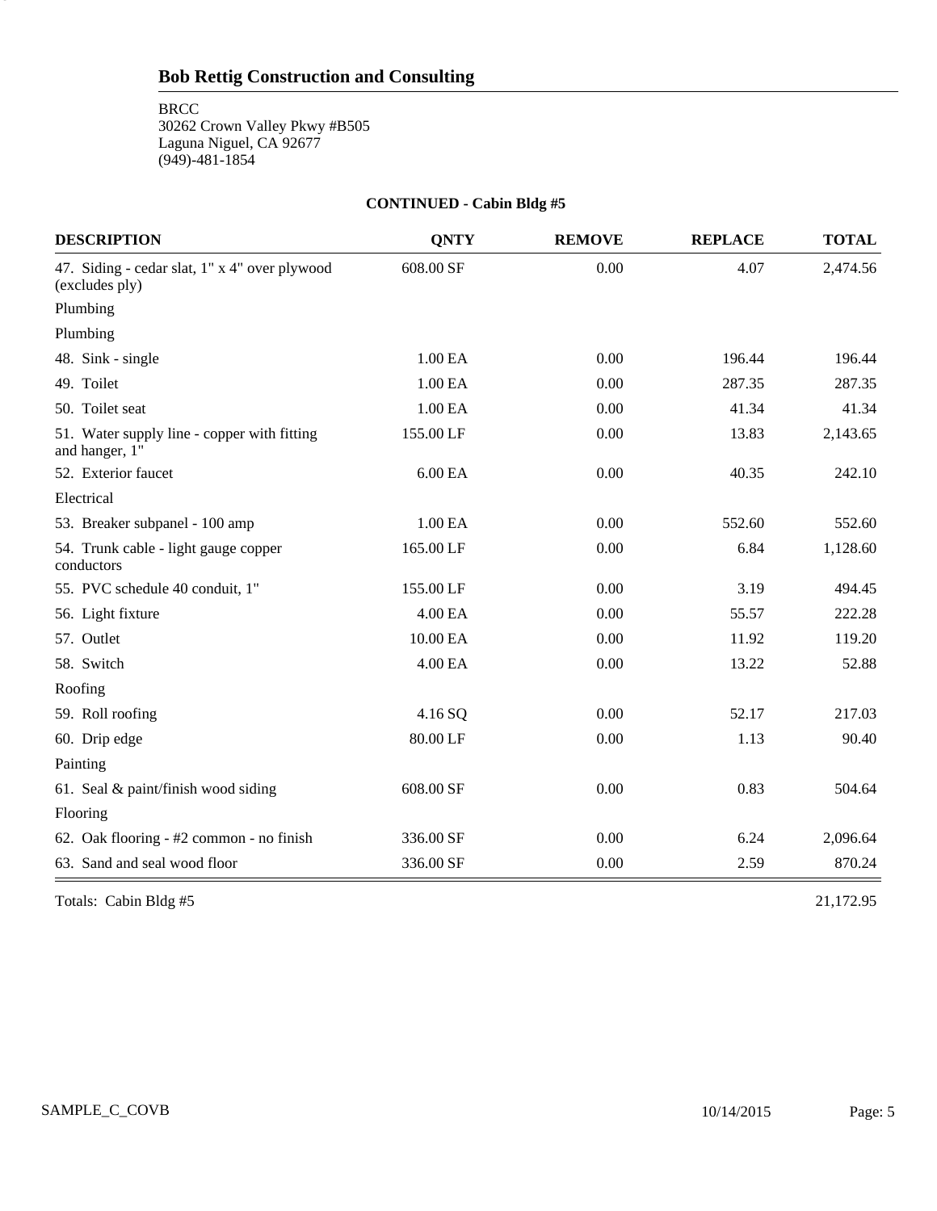## Bob Rettig Construction and Consulting

BRCC
30262 Crown Valley Pkwy #B505
Laguna Niguel, CA 92677
(949)-481-1854

### CONTINUED - Cabin Bldg #5

| DESCRIPTION | QNTY | REMOVE | REPLACE | TOTAL |
|---|---|---|---|---|
| 47. Siding - cedar slat, 1" x 4" over plywood (excludes ply) | 608.00 SF | 0.00 | 4.07 | 2,474.56 |
| Plumbing | | | | |
| Plumbing | | | | |
| 48. Sink - single | 1.00 EA | 0.00 | 196.44 | 196.44 |
| 49. Toilet | 1.00 EA | 0.00 | 287.35 | 287.35 |
| 50. Toilet seat | 1.00 EA | 0.00 | 41.34 | 41.34 |
| 51. Water supply line - copper with fitting and hanger, 1" | 155.00 LF | 0.00 | 13.83 | 2,143.65 |
| 52. Exterior faucet | 6.00 EA | 0.00 | 40.35 | 242.10 |
| Electrical | | | | |
| 53. Breaker subpanel - 100 amp | 1.00 EA | 0.00 | 552.60 | 552.60 |
| 54. Trunk cable - light gauge copper conductors | 165.00 LF | 0.00 | 6.84 | 1,128.60 |
| 55. PVC schedule 40 conduit, 1" | 155.00 LF | 0.00 | 3.19 | 494.45 |
| 56. Light fixture | 4.00 EA | 0.00 | 55.57 | 222.28 |
| 57. Outlet | 10.00 EA | 0.00 | 11.92 | 119.20 |
| 58. Switch | 4.00 EA | 0.00 | 13.22 | 52.88 |
| Roofing | | | | |
| 59. Roll roofing | 4.16 SQ | 0.00 | 52.17 | 217.03 |
| 60. Drip edge | 80.00 LF | 0.00 | 1.13 | 90.40 |
| Painting | | | | |
| 61. Seal & paint/finish wood siding | 608.00 SF | 0.00 | 0.83 | 504.64 |
| Flooring | | | | |
| 62. Oak flooring - #2 common - no finish | 336.00 SF | 0.00 | 6.24 | 2,096.64 |
| 63. Sand and seal wood floor | 336.00 SF | 0.00 | 2.59 | 870.24 |
| Totals: Cabin Bldg #5 | | | | 21,172.95 |

SAMPLE_C_COVB 10/14/2015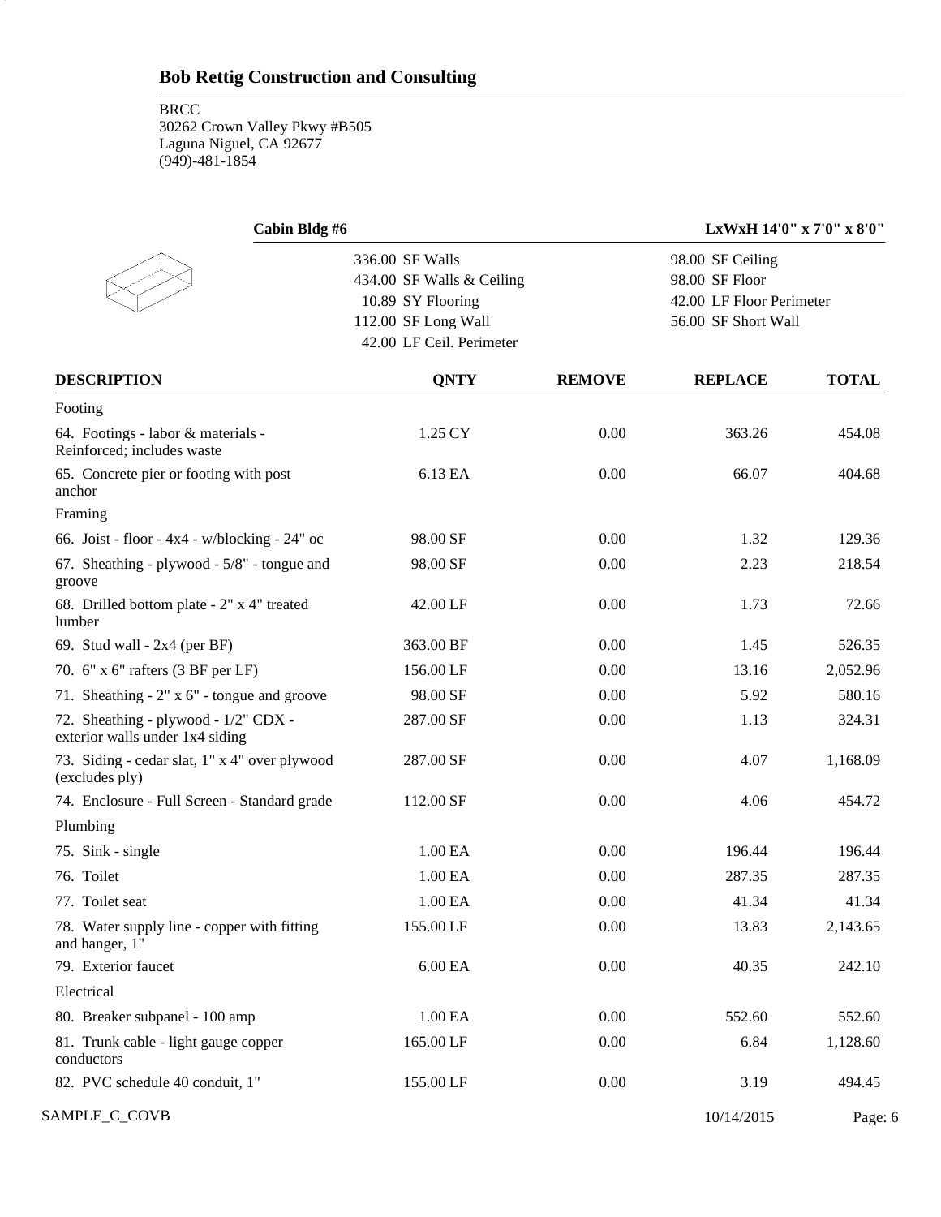## Bob Rettig Construction and Consulting

BRCC
30262 Crown Valley Pkwy #B505
Laguna Niguel, CA 92677
(949)-481-1854

**Cabin Bldg #6** **LxWxH 14'0" x 7'0" x 8'0"**

| | |
|---|---|
| 336.00 SF Walls | 98.00 SF Ceiling |
| 434.00 SF Walls & Ceiling | 98.00 SF Floor |
| 10.89 SY Flooring | 42.00 LF Floor Perimeter |
| 112.00 SF Long Wall | 56.00 SF Short Wall |
| 42.00 LF Ceil. Perimeter | |

| DESCRIPTION | QNTY | REMOVE | REPLACE | TOTAL |
|---|---|---|---|---|
| Footing | | | | |
| 64. Footings - labor & materials - Reinforced; includes waste | 1.25 CY | 0.00 | 363.26 | 454.08 |
| 65. Concrete pier or footing with post anchor | 6.13 EA | 0.00 | 66.07 | 404.68 |
| Framing | | | | |
| 66. Joist - floor - 4x4 - w/blocking - 24" oc | 98.00 SF | 0.00 | 1.32 | 129.36 |
| 67. Sheathing - plywood - 5/8" - tongue and groove | 98.00 SF | 0.00 | 2.23 | 218.54 |
| 68. Drilled bottom plate - 2" x 4" treated lumber | 42.00 LF | 0.00 | 1.73 | 72.66 |
| 69. Stud wall - 2x4 (per BF) | 363.00 BF | 0.00 | 1.45 | 526.35 |
| 70. 6" x 6" rafters (3 BF per LF) | 156.00 LF | 0.00 | 13.16 | 2,052.96 |
| 71. Sheathing - 2" x 6" - tongue and groove | 98.00 SF | 0.00 | 5.92 | 580.16 |
| 72. Sheathing - plywood - 1/2" CDX - exterior walls under 1x4 siding | 287.00 SF | 0.00 | 1.13 | 324.31 |
| 73. Siding - cedar slat, 1" x 4" over plywood (excludes ply) | 287.00 SF | 0.00 | 4.07 | 1,168.09 |
| 74. Enclosure - Full Screen - Standard grade | 112.00 SF | 0.00 | 4.06 | 454.72 |
| Plumbing | | | | |
| 75. Sink - single | 1.00 EA | 0.00 | 196.44 | 196.44 |
| 76. Toilet | 1.00 EA | 0.00 | 287.35 | 287.35 |
| 77. Toilet seat | 1.00 EA | 0.00 | 41.34 | 41.34 |
| 78. Water supply line - copper with fitting and hanger, 1" | 155.00 LF | 0.00 | 13.83 | 2,143.65 |
| 79. Exterior faucet | 6.00 EA | 0.00 | 40.35 | 242.10 |
| Electrical | | | | |
| 80. Breaker subpanel - 100 amp | 1.00 EA | 0.00 | 552.60 | 552.60 |
| 81. Trunk cable - light gauge copper conductors | 165.00 LF | 0.00 | 6.84 | 1,128.60 |
| 82. PVC schedule 40 conduit, 1" | 155.00 LF | 0.00 | 3.19 | 494.45 |

SAMPLE_C_COVB 10/14/2015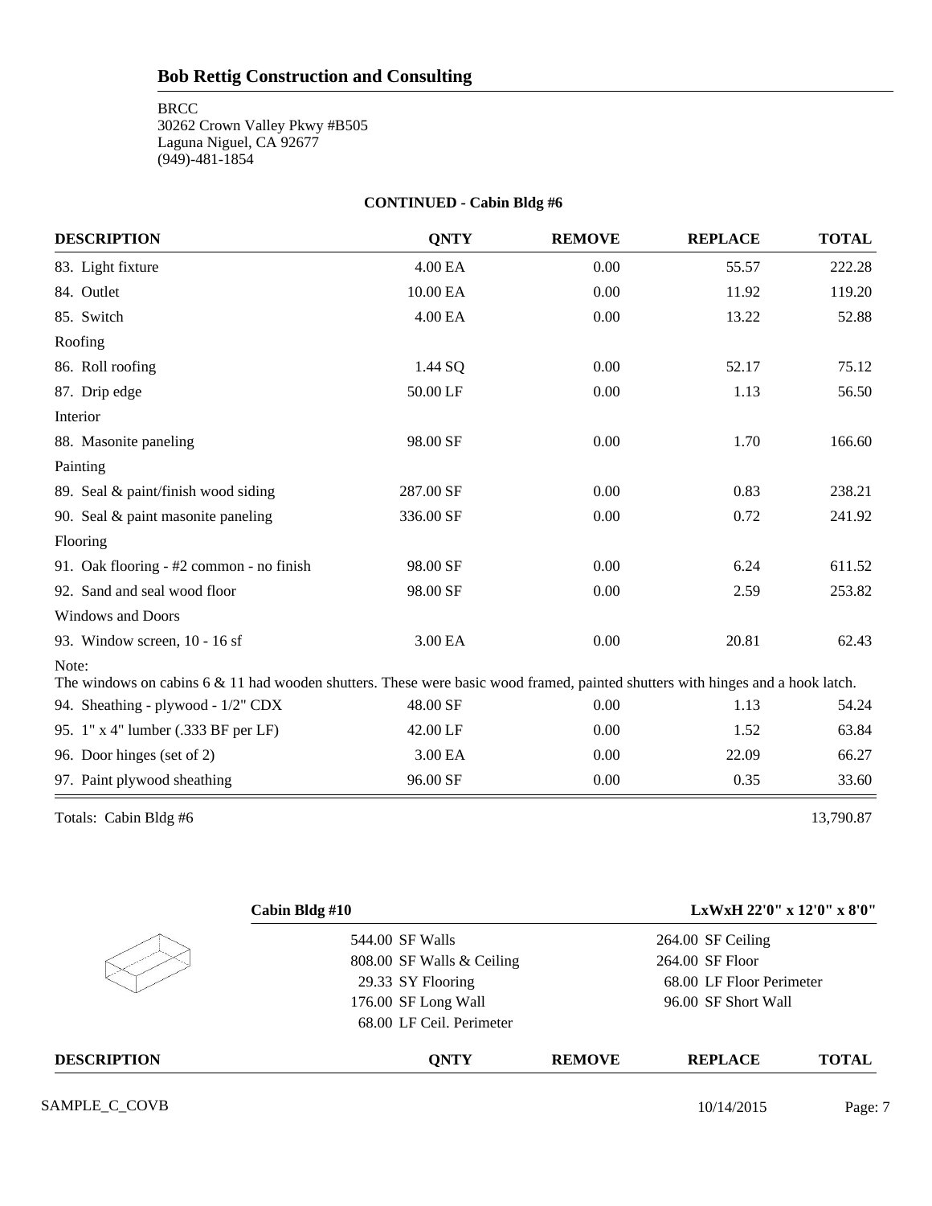## Bob Rettig Construction and Consulting

BRCC
30262 Crown Valley Pkwy #B505
Laguna Niguel, CA 92677
(949)-481-1854

### CONTINUED - Cabin Bldg #6

| DESCRIPTION | QNTY | REMOVE | REPLACE | TOTAL |
|---|---|---|---|---|
| 83. Light fixture | 4.00 EA | 0.00 | 55.57 | 222.28 |
| 84. Outlet | 10.00 EA | 0.00 | 11.92 | 119.20 |
| 85. Switch | 4.00 EA | 0.00 | 13.22 | 52.88 |
| Roofing | | | | |
| 86. Roll roofing | 1.44 SQ | 0.00 | 52.17 | 75.12 |
| 87. Drip edge | 50.00 LF | 0.00 | 1.13 | 56.50 |
| Interior | | | | |
| 88. Masonite paneling | 98.00 SF | 0.00 | 1.70 | 166.60 |
| Painting | | | | |
| 89. Seal & paint/finish wood siding | 287.00 SF | 0.00 | 0.83 | 238.21 |
| 90. Seal & paint masonite paneling | 336.00 SF | 0.00 | 0.72 | 241.92 |
| Flooring | | | | |
| 91. Oak flooring - #2 common - no finish | 98.00 SF | 0.00 | 6.24 | 611.52 |
| 92. Sand and seal wood floor | 98.00 SF | 0.00 | 2.59 | 253.82 |
| Windows and Doors | | | | |
| 93. Window screen, 10 - 16 sf | 3.00 EA | 0.00 | 20.81 | 62.43 |
| Note: The windows on cabins 6 & 11 had wooden shutters. These were basic wood framed, painted shutters with hinges and a hook latch. | | | | |
| 94. Sheathing - plywood - 1/2" CDX | 48.00 SF | 0.00 | 1.13 | 54.24 |
| 95. 1" x 4" lumber (.333 BF per LF) | 42.00 LF | 0.00 | 1.52 | 63.84 |
| 96. Door hinges (set of 2) | 3.00 EA | 0.00 | 22.09 | 66.27 |
| 97. Paint plywood sheathing | 96.00 SF | 0.00 | 0.35 | 33.60 |
| Totals: Cabin Bldg #6 | | | | 13,790.87 |

### Cabin Bldg #10

LxWxH 22'0" x 12'0" x 8'0"

| | |
|---|---|
| 544.00 SF Walls | 264.00 SF Ceiling |
| 808.00 SF Walls & Ceiling | 264.00 SF Floor |
| 29.33 SY Flooring | 68.00 LF Floor Perimeter |
| 176.00 SF Long Wall | 96.00 SF Short Wall |
| 68.00 LF Ceil. Perimeter | |

| DESCRIPTION | QNTY | REMOVE | REPLACE | TOTAL |
|---|---|---|---|---|

SAMPLE_C_COVB 10/14/2015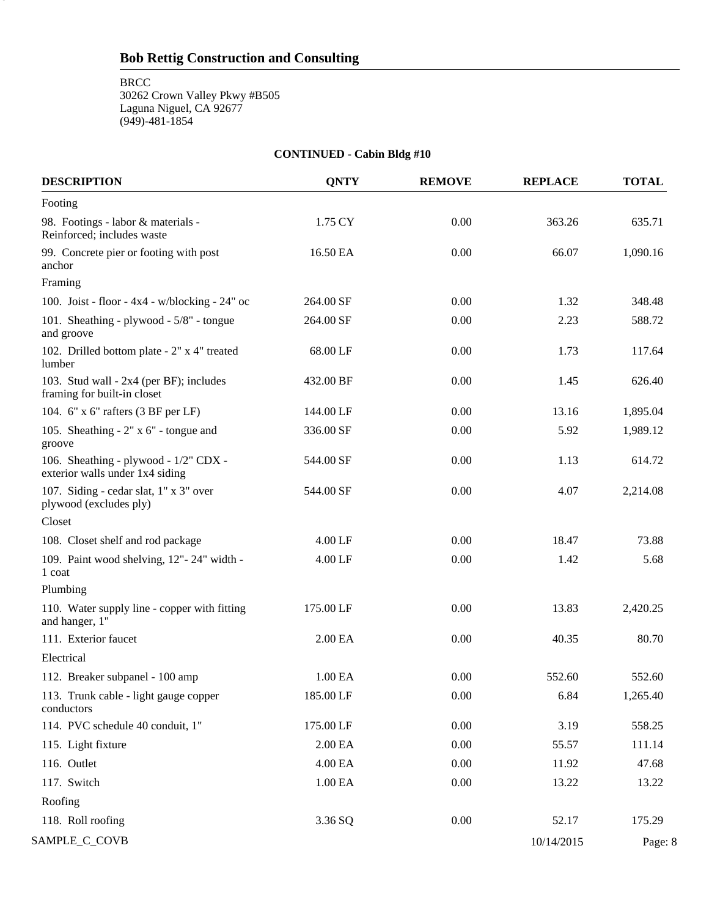## Bob Rettig Construction and Consulting

BRCC
30262 Crown Valley Pkwy #B505
Laguna Niguel, CA 92677
(949)-481-1854

**CONTINUED - Cabin Bldg #10**

| DESCRIPTION | QNTY | REMOVE | REPLACE | TOTAL |
|---|---|---|---|---|
| Footing | | | | |
| 98. Footings - labor & materials - Reinforced; includes waste | 1.75 CY | 0.00 | 363.26 | 635.71 |
| 99. Concrete pier or footing with post anchor | 16.50 EA | 0.00 | 66.07 | 1,090.16 |
| Framing | | | | |
| 100. Joist - floor - 4x4 - w/blocking - 24" oc | 264.00 SF | 0.00 | 1.32 | 348.48 |
| 101. Sheathing - plywood - 5/8" - tongue and groove | 264.00 SF | 0.00 | 2.23 | 588.72 |
| 102. Drilled bottom plate - 2" x 4" treated lumber | 68.00 LF | 0.00 | 1.73 | 117.64 |
| 103. Stud wall - 2x4 (per BF); includes framing for built-in closet | 432.00 BF | 0.00 | 1.45 | 626.40 |
| 104. 6" x 6" rafters (3 BF per LF) | 144.00 LF | 0.00 | 13.16 | 1,895.04 |
| 105. Sheathing - 2" x 6" - tongue and groove | 336.00 SF | 0.00 | 5.92 | 1,989.12 |
| 106. Sheathing - plywood - 1/2" CDX - exterior walls under 1x4 siding | 544.00 SF | 0.00 | 1.13 | 614.72 |
| 107. Siding - cedar slat, 1" x 3" over plywood (excludes ply) | 544.00 SF | 0.00 | 4.07 | 2,214.08 |
| Closet | | | | |
| 108. Closet shelf and rod package | 4.00 LF | 0.00 | 18.47 | 73.88 |
| 109. Paint wood shelving, 12"- 24" width - 1 coat | 4.00 LF | 0.00 | 1.42 | 5.68 |
| Plumbing | | | | |
| 110. Water supply line - copper with fitting and hanger, 1" | 175.00 LF | 0.00 | 13.83 | 2,420.25 |
| 111. Exterior faucet | 2.00 EA | 0.00 | 40.35 | 80.70 |
| Electrical | | | | |
| 112. Breaker subpanel - 100 amp | 1.00 EA | 0.00 | 552.60 | 552.60 |
| 113. Trunk cable - light gauge copper conductors | 185.00 LF | 0.00 | 6.84 | 1,265.40 |
| 114. PVC schedule 40 conduit, 1" | 175.00 LF | 0.00 | 3.19 | 558.25 |
| 115. Light fixture | 2.00 EA | 0.00 | 55.57 | 111.14 |
| 116. Outlet | 4.00 EA | 0.00 | 11.92 | 47.68 |
| 117. Switch | 1.00 EA | 0.00 | 13.22 | 13.22 |
| Roofing | | | | |
| 118. Roll roofing | 3.36 SQ | 0.00 | 52.17 | 175.29 |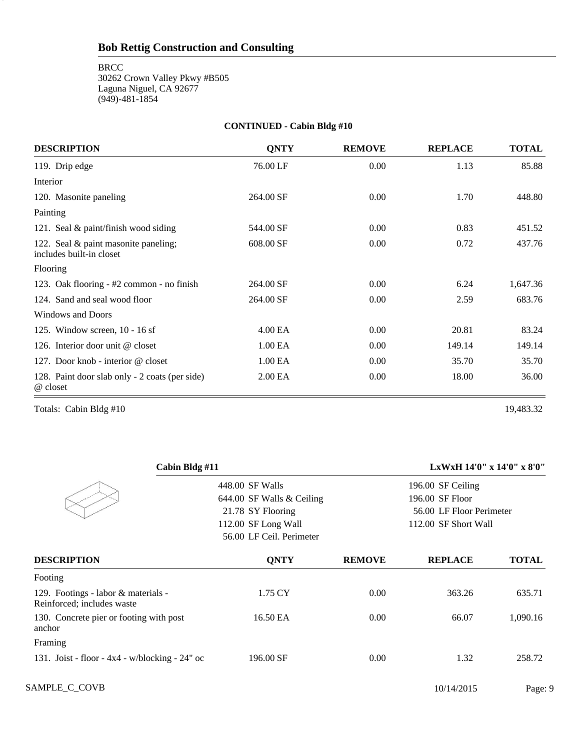**Bob Rettig Construction and Consulting**

BRCC
30262 Crown Valley Pkwy #B505
Laguna Niguel, CA 92677
(949)-481-1854

**CONTINUED - Cabin Bldg #10**

| DESCRIPTION | QNTY | REMOVE | REPLACE | TOTAL |
|---|---|---|---|---|
| 119. Drip edge | 76.00 LF | 0.00 | 1.13 | 85.88 |
| Interior | | | | |
| 120. Masonite paneling | 264.00 SF | 0.00 | 1.70 | 448.80 |
| Painting | | | | |
| 121. Seal & paint/finish wood siding | 544.00 SF | 0.00 | 0.83 | 451.52 |
| 122. Seal & paint masonite paneling; includes built-in closet | 608.00 SF | 0.00 | 0.72 | 437.76 |
| Flooring | | | | |
| 123. Oak flooring - #2 common - no finish | 264.00 SF | 0.00 | 6.24 | 1,647.36 |
| 124. Sand and seal wood floor | 264.00 SF | 0.00 | 2.59 | 683.76 |
| Windows and Doors | | | | |
| 125. Window screen, 10 - 16 sf | 4.00 EA | 0.00 | 20.81 | 83.24 |
| 126. Interior door unit @ closet | 1.00 EA | 0.00 | 149.14 | 149.14 |
| 127. Door knob - interior @ closet | 1.00 EA | 0.00 | 35.70 | 35.70 |
| 128. Paint door slab only - 2 coats (per side) @ closet | 2.00 EA | 0.00 | 18.00 | 36.00 |

Totals: Cabin Bldg #10 — 19,483.32

**Cabin Bldg #11** — **LxWxH 14'0" x 14'0" x 8'0"**

| | |
|---|---|
| 448.00 SF Walls | 196.00 SF Ceiling |
| 644.00 SF Walls & Ceiling | 196.00 SF Floor |
| 21.78 SY Flooring | 56.00 LF Floor Perimeter |
| 112.00 SF Long Wall | 112.00 SF Short Wall |
| 56.00 LF Ceil. Perimeter | |

| DESCRIPTION | QNTY | REMOVE | REPLACE | TOTAL |
|---|---|---|---|---|
| Footing | | | | |
| 129. Footings - labor & materials - Reinforced; includes waste | 1.75 CY | 0.00 | 363.26 | 635.71 |
| 130. Concrete pier or footing with post anchor | 16.50 EA | 0.00 | 66.07 | 1,090.16 |
| Framing | | | | |
| 131. Joist - floor - 4x4 - w/blocking - 24" oc | 196.00 SF | 0.00 | 1.32 | 258.72 |

SAMPLE_C_COVB 10/14/2015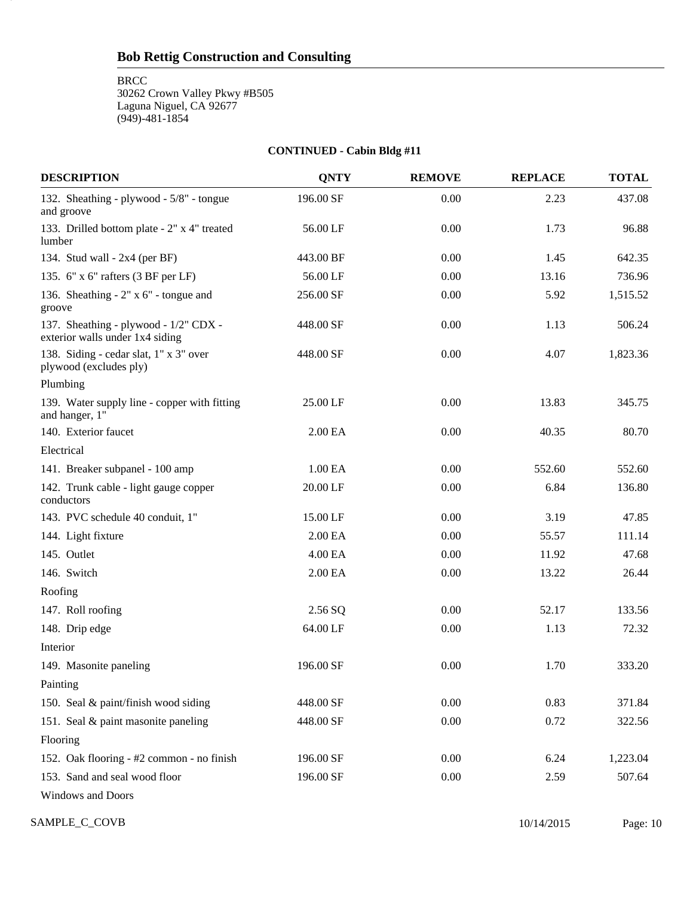## Bob Rettig Construction and Consulting

BRCC
30262 Crown Valley Pkwy #B505
Laguna Niguel, CA 92677
(949)-481-1854

### CONTINUED - Cabin Bldg #11

| DESCRIPTION | QNTY | REMOVE | REPLACE | TOTAL |
|---|---|---|---|---|
| 132. Sheathing - plywood - 5/8" - tongue and groove | 196.00 SF | 0.00 | 2.23 | 437.08 |
| 133. Drilled bottom plate - 2" x 4" treated lumber | 56.00 LF | 0.00 | 1.73 | 96.88 |
| 134. Stud wall - 2x4 (per BF) | 443.00 BF | 0.00 | 1.45 | 642.35 |
| 135. 6" x 6" rafters (3 BF per LF) | 56.00 LF | 0.00 | 13.16 | 736.96 |
| 136. Sheathing - 2" x 6" - tongue and groove | 256.00 SF | 0.00 | 5.92 | 1,515.52 |
| 137. Sheathing - plywood - 1/2" CDX - exterior walls under 1x4 siding | 448.00 SF | 0.00 | 1.13 | 506.24 |
| 138. Siding - cedar slat, 1" x 3" over plywood (excludes ply) | 448.00 SF | 0.00 | 4.07 | 1,823.36 |
| Plumbing | | | | |
| 139. Water supply line - copper with fitting and hanger, 1" | 25.00 LF | 0.00 | 13.83 | 345.75 |
| 140. Exterior faucet | 2.00 EA | 0.00 | 40.35 | 80.70 |
| Electrical | | | | |
| 141. Breaker subpanel - 100 amp | 1.00 EA | 0.00 | 552.60 | 552.60 |
| 142. Trunk cable - light gauge copper conductors | 20.00 LF | 0.00 | 6.84 | 136.80 |
| 143. PVC schedule 40 conduit, 1" | 15.00 LF | 0.00 | 3.19 | 47.85 |
| 144. Light fixture | 2.00 EA | 0.00 | 55.57 | 111.14 |
| 145. Outlet | 4.00 EA | 0.00 | 11.92 | 47.68 |
| 146. Switch | 2.00 EA | 0.00 | 13.22 | 26.44 |
| Roofing | | | | |
| 147. Roll roofing | 2.56 SQ | 0.00 | 52.17 | 133.56 |
| 148. Drip edge | 64.00 LF | 0.00 | 1.13 | 72.32 |
| Interior | | | | |
| 149. Masonite paneling | 196.00 SF | 0.00 | 1.70 | 333.20 |
| Painting | | | | |
| 150. Seal & paint/finish wood siding | 448.00 SF | 0.00 | 0.83 | 371.84 |
| 151. Seal & paint masonite paneling | 448.00 SF | 0.00 | 0.72 | 322.56 |
| Flooring | | | | |
| 152. Oak flooring - #2 common - no finish | 196.00 SF | 0.00 | 6.24 | 1,223.04 |
| 153. Sand and seal wood floor | 196.00 SF | 0.00 | 2.59 | 507.64 |
| Windows and Doors | | | | |

SAMPLE_C_COVB 10/14/2015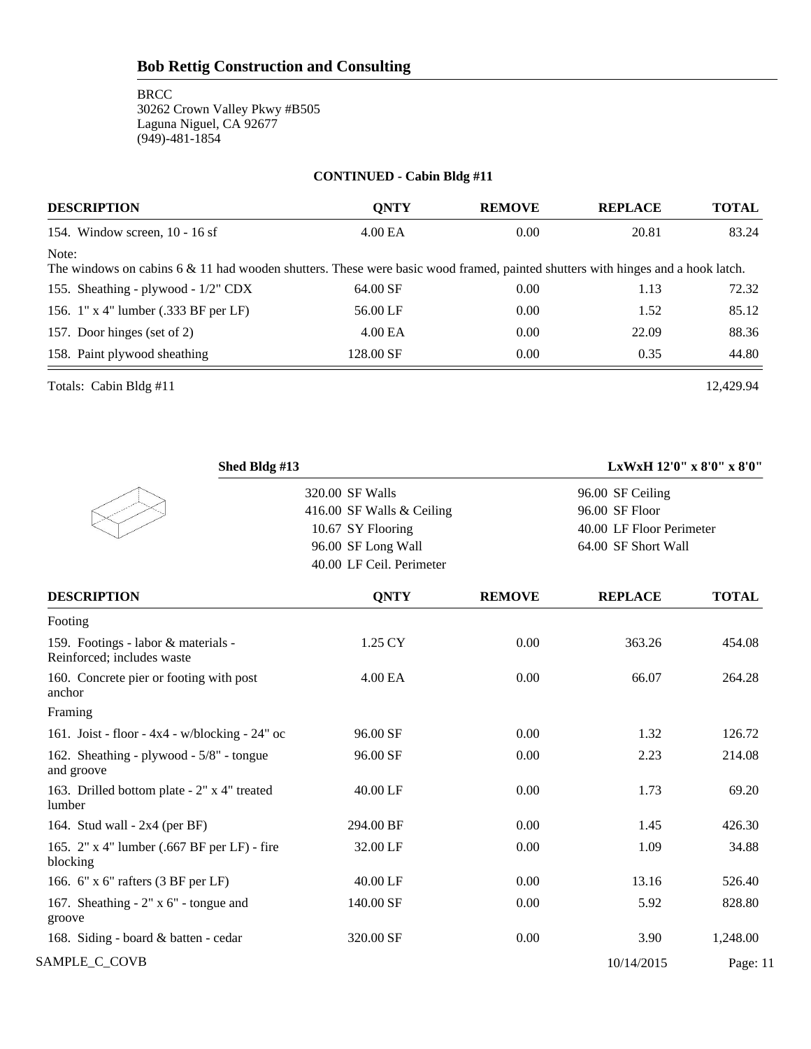# Bob Rettig Construction and Consulting

BRCC
30262 Crown Valley Pkwy #B505
Laguna Niguel, CA 92677
(949)-481-1854

**CONTINUED - Cabin Bldg #11**

| DESCRIPTION | QNTY | REMOVE | REPLACE | TOTAL |
|---|---|---|---|---|
| 154. Window screen, 10 - 16 sf | 4.00 EA | 0.00 | 20.81 | 83.24 |
| Note: The windows on cabins 6 & 11 had wooden shutters. These were basic wood framed, painted shutters with hinges and a hook latch. | | | | |
| 155. Sheathing - plywood - 1/2" CDX | 64.00 SF | 0.00 | 1.13 | 72.32 |
| 156. 1" x 4" lumber (.333 BF per LF) | 56.00 LF | 0.00 | 1.52 | 85.12 |
| 157. Door hinges (set of 2) | 4.00 EA | 0.00 | 22.09 | 88.36 |
| 158. Paint plywood sheathing | 128.00 SF | 0.00 | 0.35 | 44.80 |
| Totals: Cabin Bldg #11 | | | | 12,429.94 |

**Shed Bldg #13** — **LxWxH 12'0" x 8'0" x 8'0"**

| | |
|---|---|
| 320.00 SF Walls | 96.00 SF Ceiling |
| 416.00 SF Walls & Ceiling | 96.00 SF Floor |
| 10.67 SY Flooring | 40.00 LF Floor Perimeter |
| 96.00 SF Long Wall | 64.00 SF Short Wall |
| 40.00 LF Ceil. Perimeter | |

| DESCRIPTION | QNTY | REMOVE | REPLACE | TOTAL |
|---|---|---|---|---|
| Footing | | | | |
| 159. Footings - labor & materials - Reinforced; includes waste | 1.25 CY | 0.00 | 363.26 | 454.08 |
| 160. Concrete pier or footing with post anchor | 4.00 EA | 0.00 | 66.07 | 264.28 |
| Framing | | | | |
| 161. Joist - floor - 4x4 - w/blocking - 24" oc | 96.00 SF | 0.00 | 1.32 | 126.72 |
| 162. Sheathing - plywood - 5/8" - tongue and groove | 96.00 SF | 0.00 | 2.23 | 214.08 |
| 163. Drilled bottom plate - 2" x 4" treated lumber | 40.00 LF | 0.00 | 1.73 | 69.20 |
| 164. Stud wall - 2x4 (per BF) | 294.00 BF | 0.00 | 1.45 | 426.30 |
| 165. 2" x 4" lumber (.667 BF per LF) - fire blocking | 32.00 LF | 0.00 | 1.09 | 34.88 |
| 166. 6" x 6" rafters (3 BF per LF) | 40.00 LF | 0.00 | 13.16 | 526.40 |
| 167. Sheathing - 2" x 6" - tongue and groove | 140.00 SF | 0.00 | 5.92 | 828.80 |
| 168. Siding - board & batten - cedar | 320.00 SF | 0.00 | 3.90 | 1,248.00 |

SAMPLE_C_COVB 10/14/2015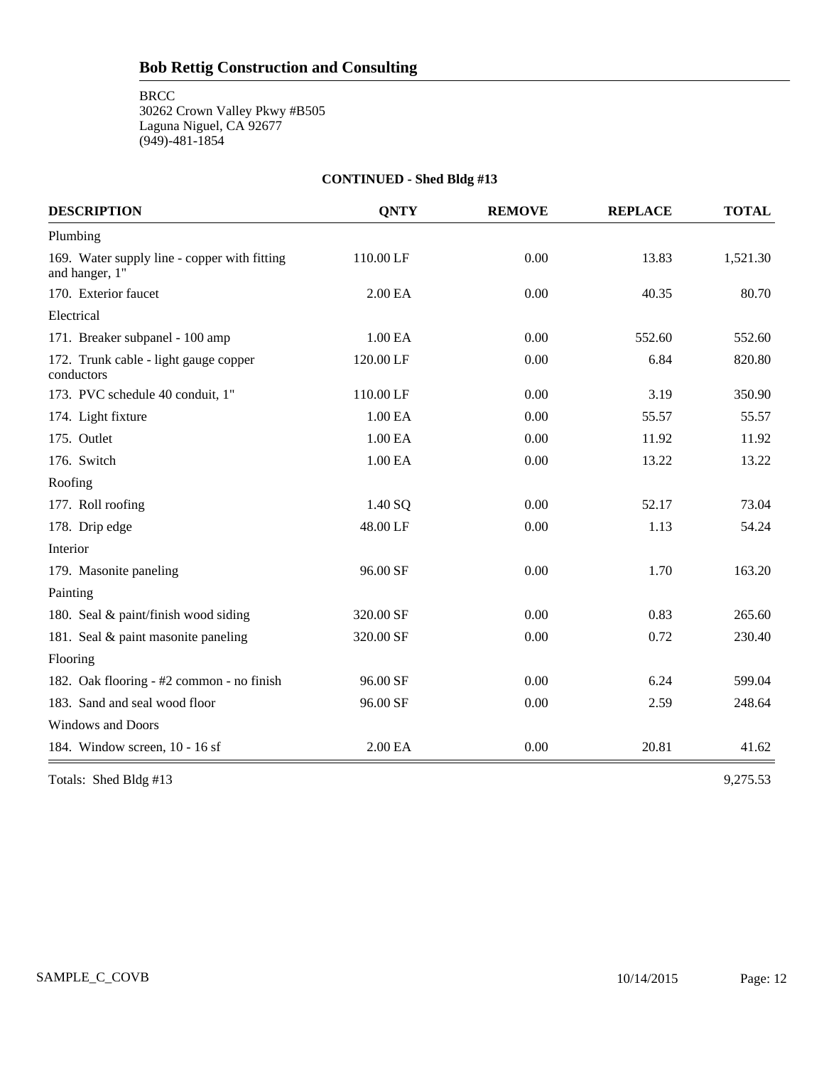## Bob Rettig Construction and Consulting

BRCC
30262 Crown Valley Pkwy #B505
Laguna Niguel, CA 92677
(949)-481-1854

### CONTINUED - Shed Bldg #13

| DESCRIPTION | QNTY | REMOVE | REPLACE | TOTAL |
|---|---|---|---|---|
| Plumbing | | | | |
| 169. Water supply line - copper with fitting and hanger, 1" | 110.00 LF | 0.00 | 13.83 | 1,521.30 |
| 170. Exterior faucet | 2.00 EA | 0.00 | 40.35 | 80.70 |
| Electrical | | | | |
| 171. Breaker subpanel - 100 amp | 1.00 EA | 0.00 | 552.60 | 552.60 |
| 172. Trunk cable - light gauge copper conductors | 120.00 LF | 0.00 | 6.84 | 820.80 |
| 173. PVC schedule 40 conduit, 1" | 110.00 LF | 0.00 | 3.19 | 350.90 |
| 174. Light fixture | 1.00 EA | 0.00 | 55.57 | 55.57 |
| 175. Outlet | 1.00 EA | 0.00 | 11.92 | 11.92 |
| 176. Switch | 1.00 EA | 0.00 | 13.22 | 13.22 |
| Roofing | | | | |
| 177. Roll roofing | 1.40 SQ | 0.00 | 52.17 | 73.04 |
| 178. Drip edge | 48.00 LF | 0.00 | 1.13 | 54.24 |
| Interior | | | | |
| 179. Masonite paneling | 96.00 SF | 0.00 | 1.70 | 163.20 |
| Painting | | | | |
| 180. Seal & paint/finish wood siding | 320.00 SF | 0.00 | 0.83 | 265.60 |
| 181. Seal & paint masonite paneling | 320.00 SF | 0.00 | 0.72 | 230.40 |
| Flooring | | | | |
| 182. Oak flooring - #2 common - no finish | 96.00 SF | 0.00 | 6.24 | 599.04 |
| 183. Sand and seal wood floor | 96.00 SF | 0.00 | 2.59 | 248.64 |
| Windows and Doors | | | | |
| 184. Window screen, 10 - 16 sf | 2.00 EA | 0.00 | 20.81 | 41.62 |
| Totals: Shed Bldg #13 | | | | 9,275.53 |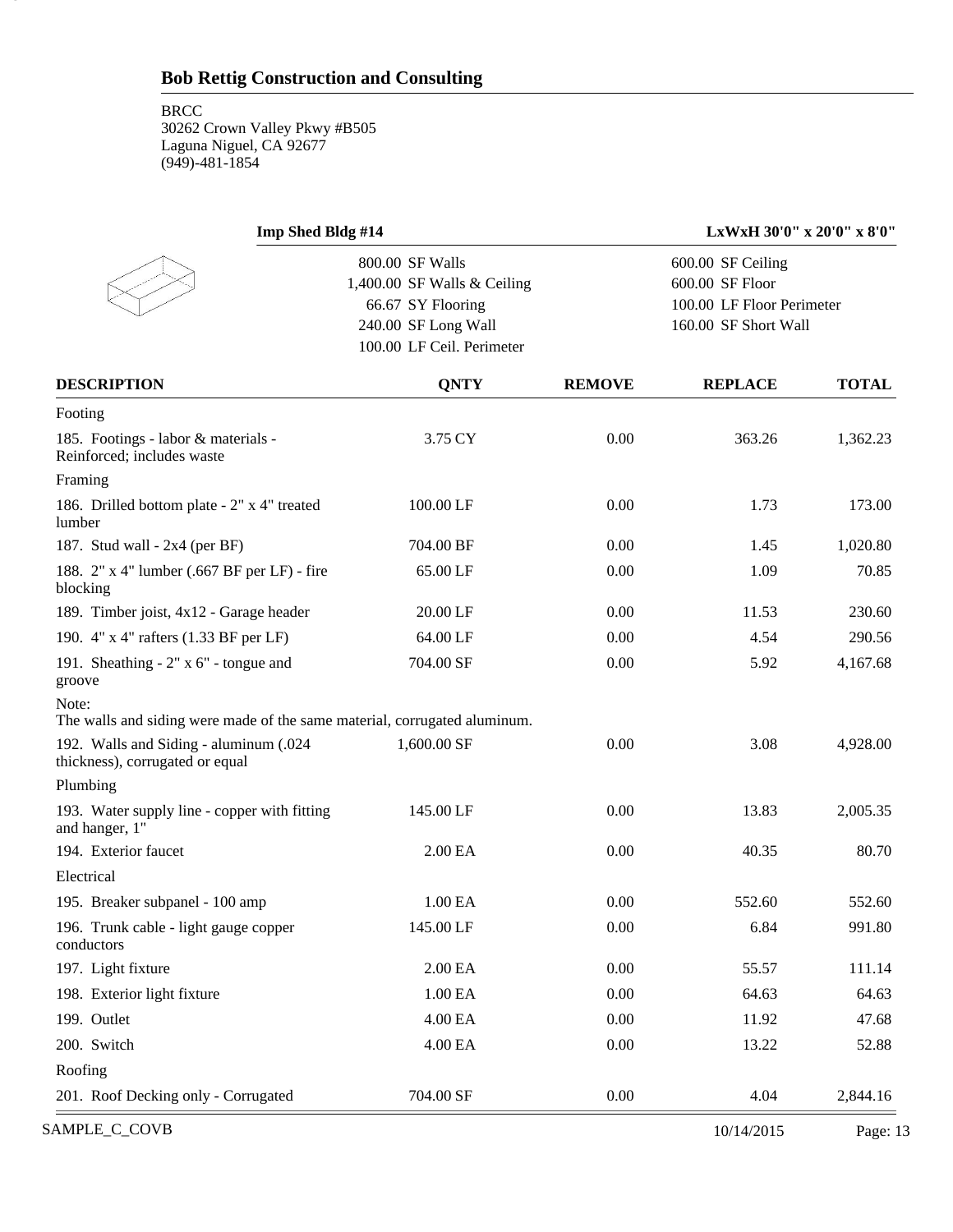## Bob Rettig Construction and Consulting

BRCC
30262 Crown Valley Pkwy #B505
Laguna Niguel, CA 92677
(949)-481-1854

### Imp Shed Bldg #14

LxWxH 30'0" x 20'0" x 8'0"

| | |
|---|---|
| 800.00 SF Walls | 600.00 SF Ceiling |
| 1,400.00 SF Walls & Ceiling | 600.00 SF Floor |
| 66.67 SY Flooring | 100.00 LF Floor Perimeter |
| 240.00 SF Long Wall | 160.00 SF Short Wall |
| 100.00 LF Ceil. Perimeter | |

| DESCRIPTION | QNTY | REMOVE | REPLACE | TOTAL |
|---|---|---|---|---|
| Footing | | | | |
| 185. Footings - labor & materials - Reinforced; includes waste | 3.75 CY | 0.00 | 363.26 | 1,362.23 |
| Framing | | | | |
| 186. Drilled bottom plate - 2" x 4" treated lumber | 100.00 LF | 0.00 | 1.73 | 173.00 |
| 187. Stud wall - 2x4 (per BF) | 704.00 BF | 0.00 | 1.45 | 1,020.80 |
| 188. 2" x 4" lumber (.667 BF per LF) - fire blocking | 65.00 LF | 0.00 | 1.09 | 70.85 |
| 189. Timber joist, 4x12 - Garage header | 20.00 LF | 0.00 | 11.53 | 230.60 |
| 190. 4" x 4" rafters (1.33 BF per LF) | 64.00 LF | 0.00 | 4.54 | 290.56 |
| 191. Sheathing - 2" x 6" - tongue and groove | 704.00 SF | 0.00 | 5.92 | 4,167.68 |
| Note: The walls and siding were made of the same material, corrugated aluminum. | | | | |
| 192. Walls and Siding - aluminum (.024 thickness), corrugated or equal | 1,600.00 SF | 0.00 | 3.08 | 4,928.00 |
| Plumbing | | | | |
| 193. Water supply line - copper with fitting and hanger, 1" | 145.00 LF | 0.00 | 13.83 | 2,005.35 |
| 194. Exterior faucet | 2.00 EA | 0.00 | 40.35 | 80.70 |
| Electrical | | | | |
| 195. Breaker subpanel - 100 amp | 1.00 EA | 0.00 | 552.60 | 552.60 |
| 196. Trunk cable - light gauge copper conductors | 145.00 LF | 0.00 | 6.84 | 991.80 |
| 197. Light fixture | 2.00 EA | 0.00 | 55.57 | 111.14 |
| 198. Exterior light fixture | 1.00 EA | 0.00 | 64.63 | 64.63 |
| 199. Outlet | 4.00 EA | 0.00 | 11.92 | 47.68 |
| 200. Switch | 4.00 EA | 0.00 | 13.22 | 52.88 |
| Roofing | | | | |
| 201. Roof Decking only - Corrugated | 704.00 SF | 0.00 | 4.04 | 2,844.16 |

SAMPLE_C_COVB 10/14/2015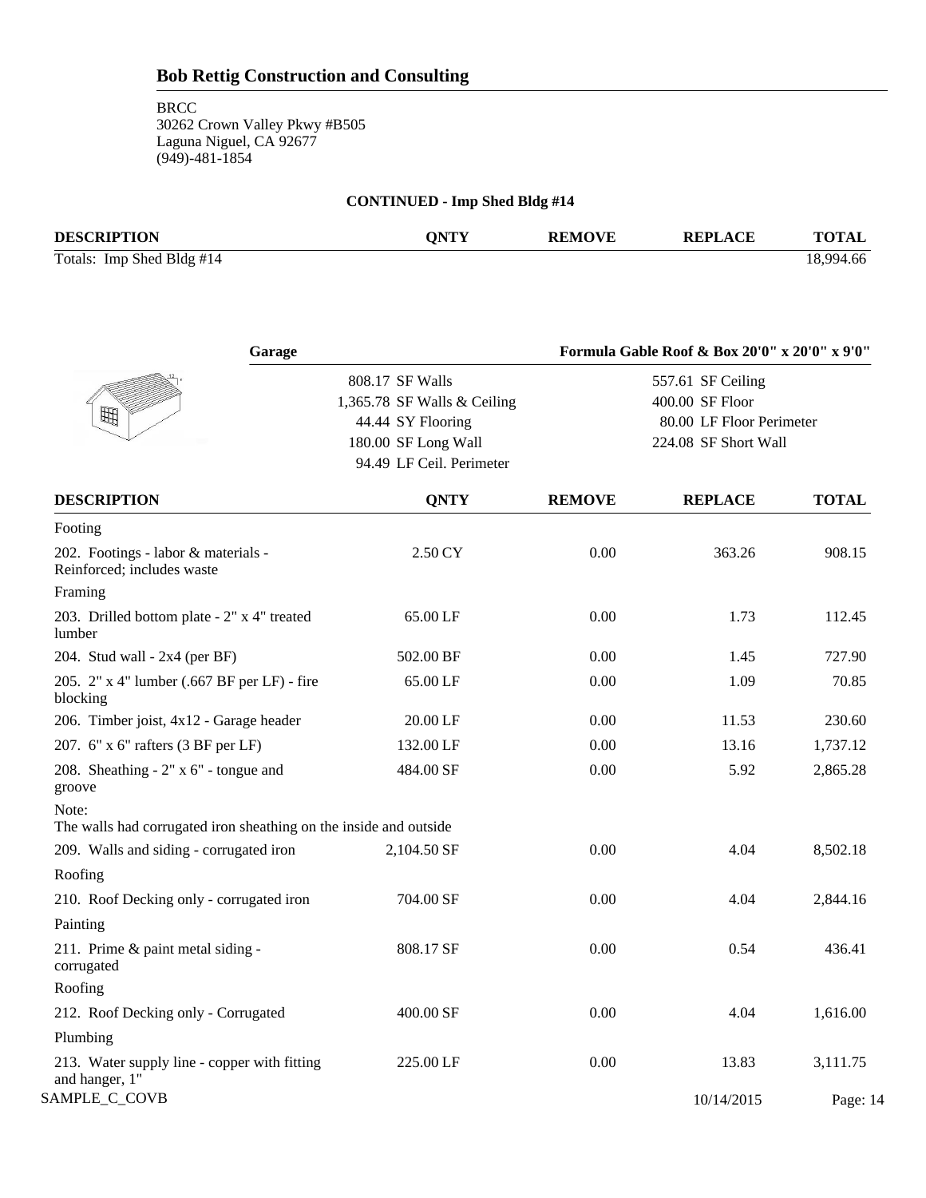**Bob Rettig Construction and Consulting**

BRCC
30262 Crown Valley Pkwy #B505
Laguna Niguel, CA 92677
(949)-481-1854

**CONTINUED - Imp Shed Bldg #14**

| DESCRIPTION | QNTY | REMOVE | REPLACE | TOTAL |
|---|---|---|---|---|
| Totals: Imp Shed Bldg #14 | | | | 18,994.66 |

**Garage** — **Formula Gable Roof & Box 20'0" x 20'0" x 9'0"**

| | |
|---|---|
| 808.17 SF Walls | 557.61 SF Ceiling |
| 1,365.78 SF Walls & Ceiling | 400.00 SF Floor |
| 44.44 SY Flooring | 80.00 LF Floor Perimeter |
| 180.00 SF Long Wall | 224.08 SF Short Wall |
| 94.49 LF Ceil. Perimeter | |

| DESCRIPTION | QNTY | REMOVE | REPLACE | TOTAL |
|---|---|---|---|---|
| Footing | | | | |
| 202. Footings - labor & materials - Reinforced; includes waste | 2.50 CY | 0.00 | 363.26 | 908.15 |
| Framing | | | | |
| 203. Drilled bottom plate - 2" x 4" treated lumber | 65.00 LF | 0.00 | 1.73 | 112.45 |
| 204. Stud wall - 2x4 (per BF) | 502.00 BF | 0.00 | 1.45 | 727.90 |
| 205. 2" x 4" lumber (.667 BF per LF) - fire blocking | 65.00 LF | 0.00 | 1.09 | 70.85 |
| 206. Timber joist, 4x12 - Garage header | 20.00 LF | 0.00 | 11.53 | 230.60 |
| 207. 6" x 6" rafters (3 BF per LF) | 132.00 LF | 0.00 | 13.16 | 1,737.12 |
| 208. Sheathing - 2" x 6" - tongue and groove | 484.00 SF | 0.00 | 5.92 | 2,865.28 |
| Note: The walls had corrugated iron sheathing on the inside and outside | | | | |
| 209. Walls and siding - corrugated iron | 2,104.50 SF | 0.00 | 4.04 | 8,502.18 |
| Roofing | | | | |
| 210. Roof Decking only - corrugated iron | 704.00 SF | 0.00 | 4.04 | 2,844.16 |
| Painting | | | | |
| 211. Prime & paint metal siding - corrugated | 808.17 SF | 0.00 | 0.54 | 436.41 |
| Roofing | | | | |
| 212. Roof Decking only - Corrugated | 400.00 SF | 0.00 | 4.04 | 1,616.00 |
| Plumbing | | | | |
| 213. Water supply line - copper with fitting and hanger, 1" | 225.00 LF | 0.00 | 13.83 | 3,111.75 |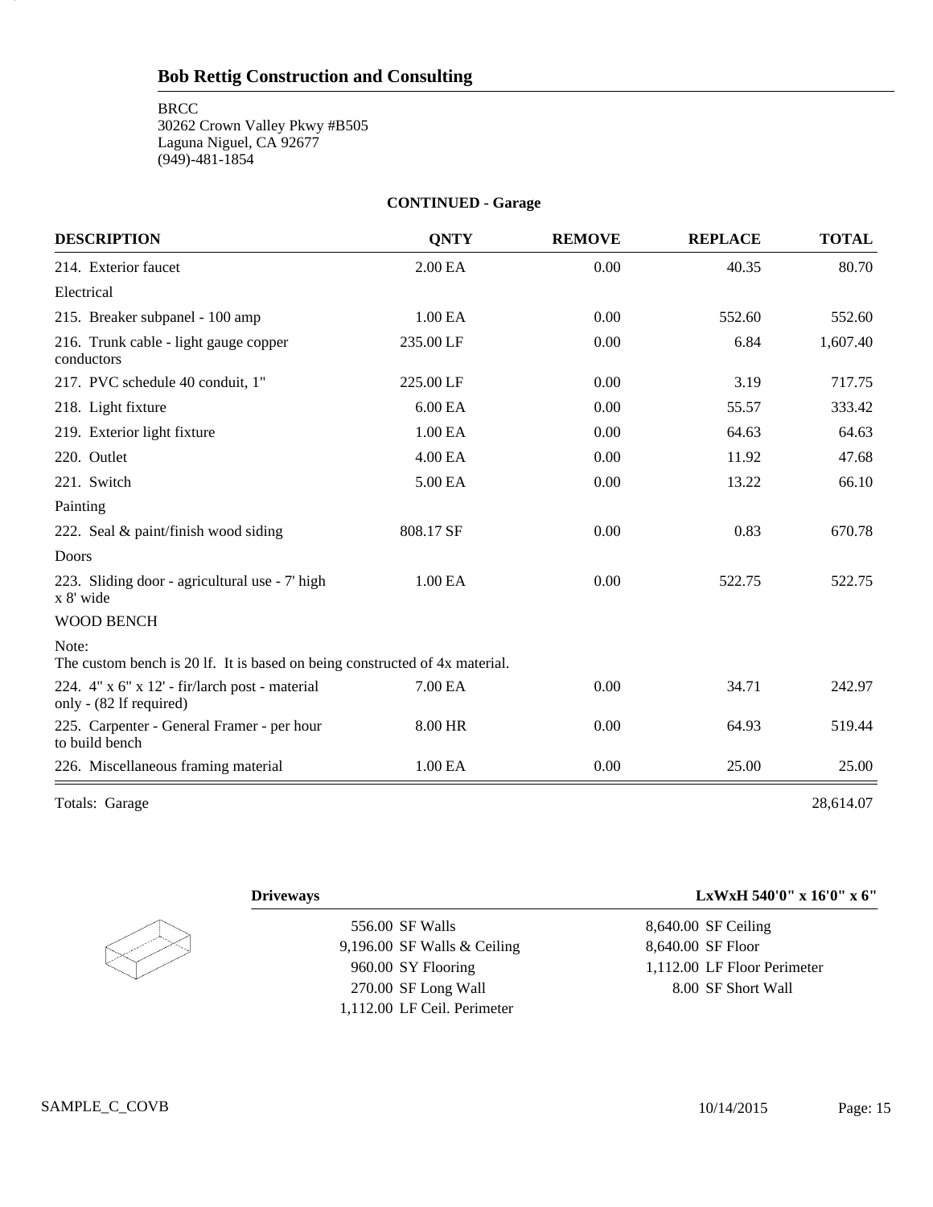## Bob Rettig Construction and Consulting

BRCC
30262 Crown Valley Pkwy #B505
Laguna Niguel, CA 92677
(949)-481-1854

**CONTINUED - Garage**

| DESCRIPTION | QNTY | REMOVE | REPLACE | TOTAL |
|---|---|---|---|---|
| 214. Exterior faucet | 2.00 EA | 0.00 | 40.35 | 80.70 |
| Electrical | | | | |
| 215. Breaker subpanel - 100 amp | 1.00 EA | 0.00 | 552.60 | 552.60 |
| 216. Trunk cable - light gauge copper conductors | 235.00 LF | 0.00 | 6.84 | 1,607.40 |
| 217. PVC schedule 40 conduit, 1" | 225.00 LF | 0.00 | 3.19 | 717.75 |
| 218. Light fixture | 6.00 EA | 0.00 | 55.57 | 333.42 |
| 219. Exterior light fixture | 1.00 EA | 0.00 | 64.63 | 64.63 |
| 220. Outlet | 4.00 EA | 0.00 | 11.92 | 47.68 |
| 221. Switch | 5.00 EA | 0.00 | 13.22 | 66.10 |
| Painting | | | | |
| 222. Seal & paint/finish wood siding | 808.17 SF | 0.00 | 0.83 | 670.78 |
| Doors | | | | |
| 223. Sliding door - agricultural use - 7' high x 8' wide | 1.00 EA | 0.00 | 522.75 | 522.75 |
| WOOD BENCH | | | | |
| Note: The custom bench is 20 lf. It is based on being constructed of 4x material. | | | | |
| 224. 4" x 6" x 12' - fir/larch post - material only - (82 lf required) | 7.00 EA | 0.00 | 34.71 | 242.97 |
| 225. Carpenter - General Framer - per hour to build bench | 8.00 HR | 0.00 | 64.93 | 519.44 |
| 226. Miscellaneous framing material | 1.00 EA | 0.00 | 25.00 | 25.00 |
| Totals: Garage | | | | 28,614.07 |

**Driveways** — **LxWxH 540'0" x 16'0" x 6"**

| | |
|---|---|
| 556.00 SF Walls | 8,640.00 SF Ceiling |
| 9,196.00 SF Walls & Ceiling | 8,640.00 SF Floor |
| 960.00 SY Flooring | 1,112.00 LF Floor Perimeter |
| 270.00 SF Long Wall | 8.00 SF Short Wall |
| 1,112.00 LF Ceil. Perimeter | |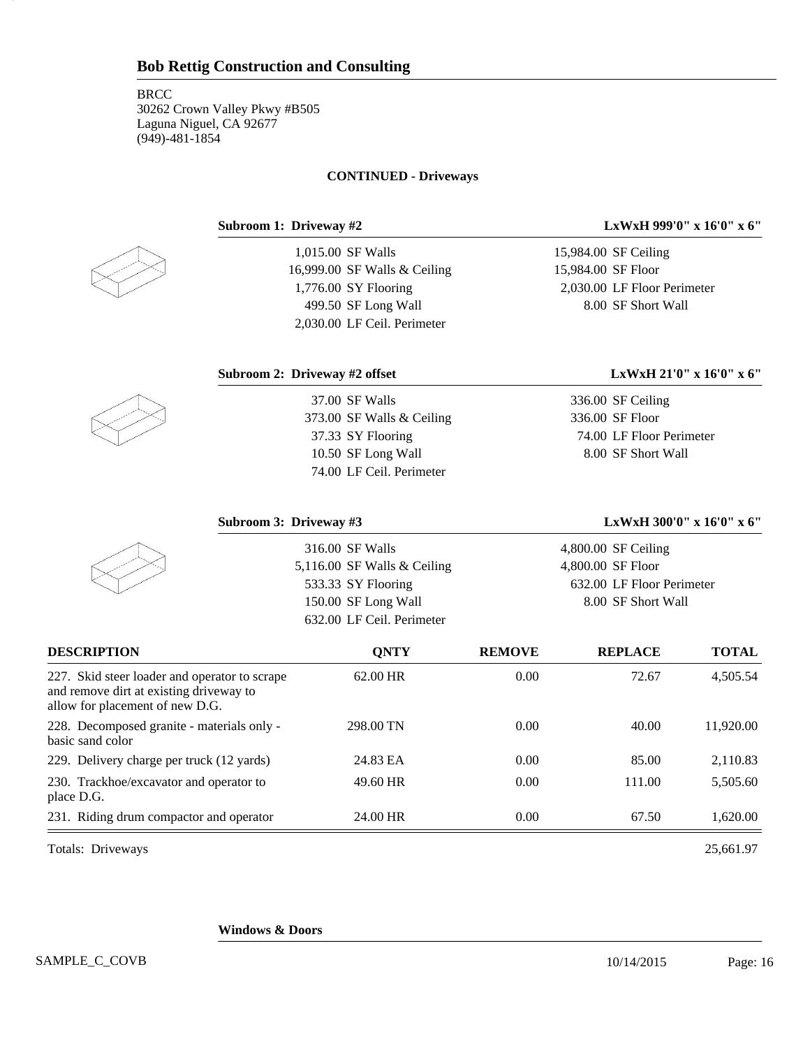## Bob Rettig Construction and Consulting

BRCC
30262 Crown Valley Pkwy #B505
Laguna Niguel, CA 92677
(949)-481-1854

**CONTINUED - Driveways**

**Subroom 1: Driveway #2** — **LxWxH 999'0" x 16'0" x 6"**

| | | | |
|---|---|---|---|
| 1,015.00 | SF Walls | 15,984.00 | SF Ceiling |
| 16,999.00 | SF Walls & Ceiling | 15,984.00 | SF Floor |
| 1,776.00 | SY Flooring | 2,030.00 | LF Floor Perimeter |
| 499.50 | SF Long Wall | 8.00 | SF Short Wall |
| 2,030.00 | LF Ceil. Perimeter | | |

**Subroom 2: Driveway #2 offset** — **LxWxH 21'0" x 16'0" x 6"**

| | | | |
|---|---|---|---|
| 37.00 | SF Walls | 336.00 | SF Ceiling |
| 373.00 | SF Walls & Ceiling | 336.00 | SF Floor |
| 37.33 | SY Flooring | 74.00 | LF Floor Perimeter |
| 10.50 | SF Long Wall | 8.00 | SF Short Wall |
| 74.00 | LF Ceil. Perimeter | | |

**Subroom 3: Driveway #3** — **LxWxH 300'0" x 16'0" x 6"**

| | | | |
|---|---|---|---|
| 316.00 | SF Walls | 4,800.00 | SF Ceiling |
| 5,116.00 | SF Walls & Ceiling | 4,800.00 | SF Floor |
| 533.33 | SY Flooring | 632.00 | LF Floor Perimeter |
| 150.00 | SF Long Wall | 8.00 | SF Short Wall |
| 632.00 | LF Ceil. Perimeter | | |

| DESCRIPTION | QNTY | REMOVE | REPLACE | TOTAL |
|---|---|---|---|---|
| 227. Skid steer loader and operator to scrape and remove dirt at existing driveway to allow for placement of new D.G. | 62.00 HR | 0.00 | 72.67 | 4,505.54 |
| 228. Decomposed granite - materials only - basic sand color | 298.00 TN | 0.00 | 40.00 | 11,920.00 |
| 229. Delivery charge per truck (12 yards) | 24.83 EA | 0.00 | 85.00 | 2,110.83 |
| 230. Trackhoe/excavator and operator to place D.G. | 49.60 HR | 0.00 | 111.00 | 5,505.60 |
| 231. Riding drum compactor and operator | 24.00 HR | 0.00 | 67.50 | 1,620.00 |
| Totals: Driveways | | | | 25,661.97 |

**Windows & Doors**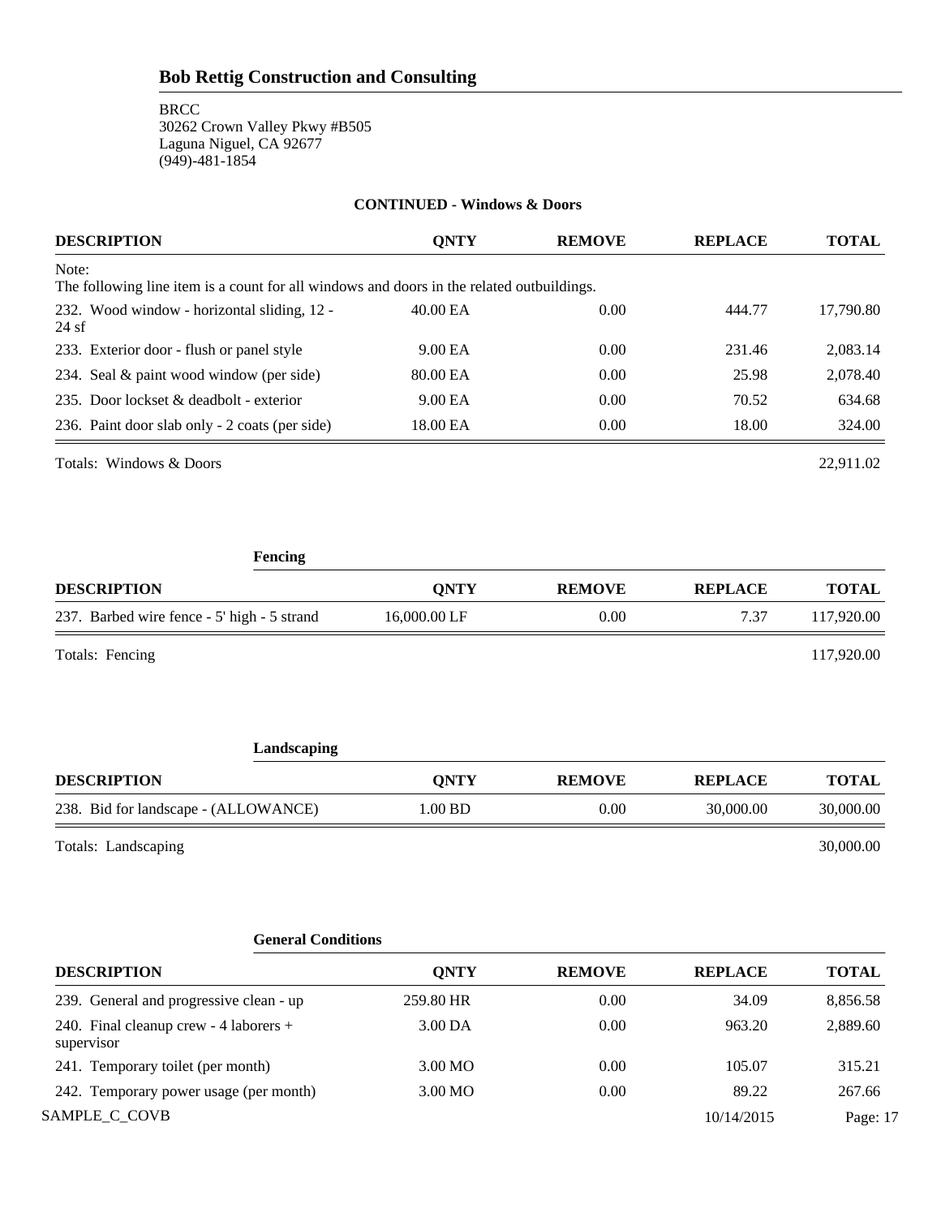**Bob Rettig Construction and Consulting**

BRCC
30262 Crown Valley Pkwy #B505
Laguna Niguel, CA 92677
(949)-481-1854

**CONTINUED - Windows & Doors**

| DESCRIPTION | QNTY | REMOVE | REPLACE | TOTAL |
|---|---|---|---|---|
| Note:<br>The following line item is a count for all windows and doors in the related outbuildings. | | | | |
| 232. Wood window - horizontal sliding, 12 - 24 sf | 40.00 EA | 0.00 | 444.77 | 17,790.80 |
| 233. Exterior door - flush or panel style | 9.00 EA | 0.00 | 231.46 | 2,083.14 |
| 234. Seal & paint wood window (per side) | 80.00 EA | 0.00 | 25.98 | 2,078.40 |
| 235. Door lockset & deadbolt - exterior | 9.00 EA | 0.00 | 70.52 | 634.68 |
| 236. Paint door slab only - 2 coats (per side) | 18.00 EA | 0.00 | 18.00 | 324.00 |

Totals: Windows & Doors 22,911.02

**Fencing**

| DESCRIPTION | QNTY | REMOVE | REPLACE | TOTAL |
|---|---|---|---|---|
| 237. Barbed wire fence - 5' high - 5 strand | 16,000.00 LF | 0.00 | 7.37 | 117,920.00 |

Totals: Fencing 117,920.00

**Landscaping**

| DESCRIPTION | QNTY | REMOVE | REPLACE | TOTAL |
|---|---|---|---|---|
| 238. Bid for landscape - (ALLOWANCE) | 1.00 BD | 0.00 | 30,000.00 | 30,000.00 |

Totals: Landscaping 30,000.00

**General Conditions**

| DESCRIPTION | QNTY | REMOVE | REPLACE | TOTAL |
|---|---|---|---|---|
| 239. General and progressive clean - up | 259.80 HR | 0.00 | 34.09 | 8,856.58 |
| 240. Final cleanup crew - 4 laborers + supervisor | 3.00 DA | 0.00 | 963.20 | 2,889.60 |
| 241. Temporary toilet (per month) | 3.00 MO | 0.00 | 105.07 | 315.21 |
| 242. Temporary power usage (per month) | 3.00 MO | 0.00 | 89.22 | 267.66 |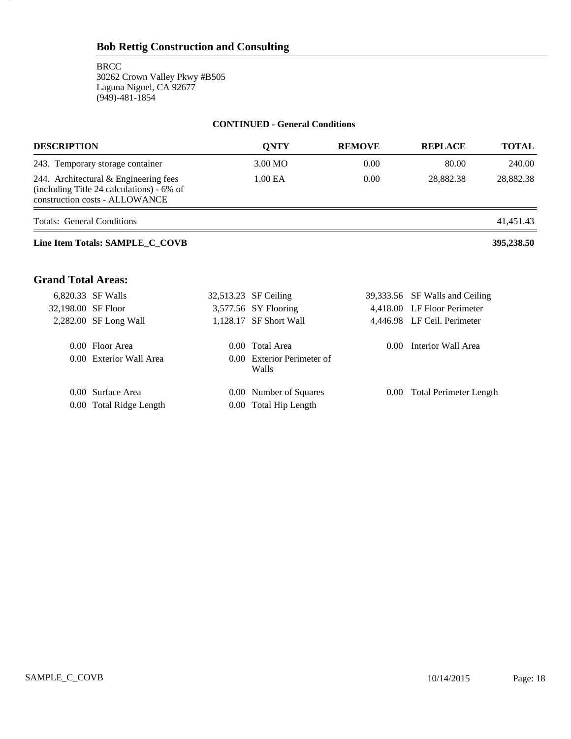## Bob Rettig Construction and Consulting

BRCC
30262 Crown Valley Pkwy #B505
Laguna Niguel, CA 92677
(949)-481-1854

**CONTINUED - General Conditions**

| DESCRIPTION | QNTY | REMOVE | REPLACE | TOTAL |
|---|---|---|---|---|
| 243. Temporary storage container | 3.00 MO | 0.00 | 80.00 | 240.00 |
| 244. Architectural & Engineering fees (including Title 24 calculations) - 6% of construction costs - ALLOWANCE | 1.00 EA | 0.00 | 28,882.38 | 28,882.38 |
| Totals: General Conditions | | | | 41,451.43 |
| **Line Item Totals: SAMPLE_C_COVB** | | | | **395,238.50** |

### Grand Total Areas:

| | | | | | |
|---|---|---|---|---|---|
| 6,820.33 | SF Walls | 32,513.23 | SF Ceiling | 39,333.56 | SF Walls and Ceiling |
| 32,198.00 | SF Floor | 3,577.56 | SY Flooring | 4,418.00 | LF Floor Perimeter |
| 2,282.00 | SF Long Wall | 1,128.17 | SF Short Wall | 4,446.98 | LF Ceil. Perimeter |
| 0.00 | Floor Area | 0.00 | Total Area | 0.00 | Interior Wall Area |
| 0.00 | Exterior Wall Area | 0.00 | Exterior Perimeter of Walls | | |
| 0.00 | Surface Area | 0.00 | Number of Squares | 0.00 | Total Perimeter Length |
| 0.00 | Total Ridge Length | 0.00 | Total Hip Length | | |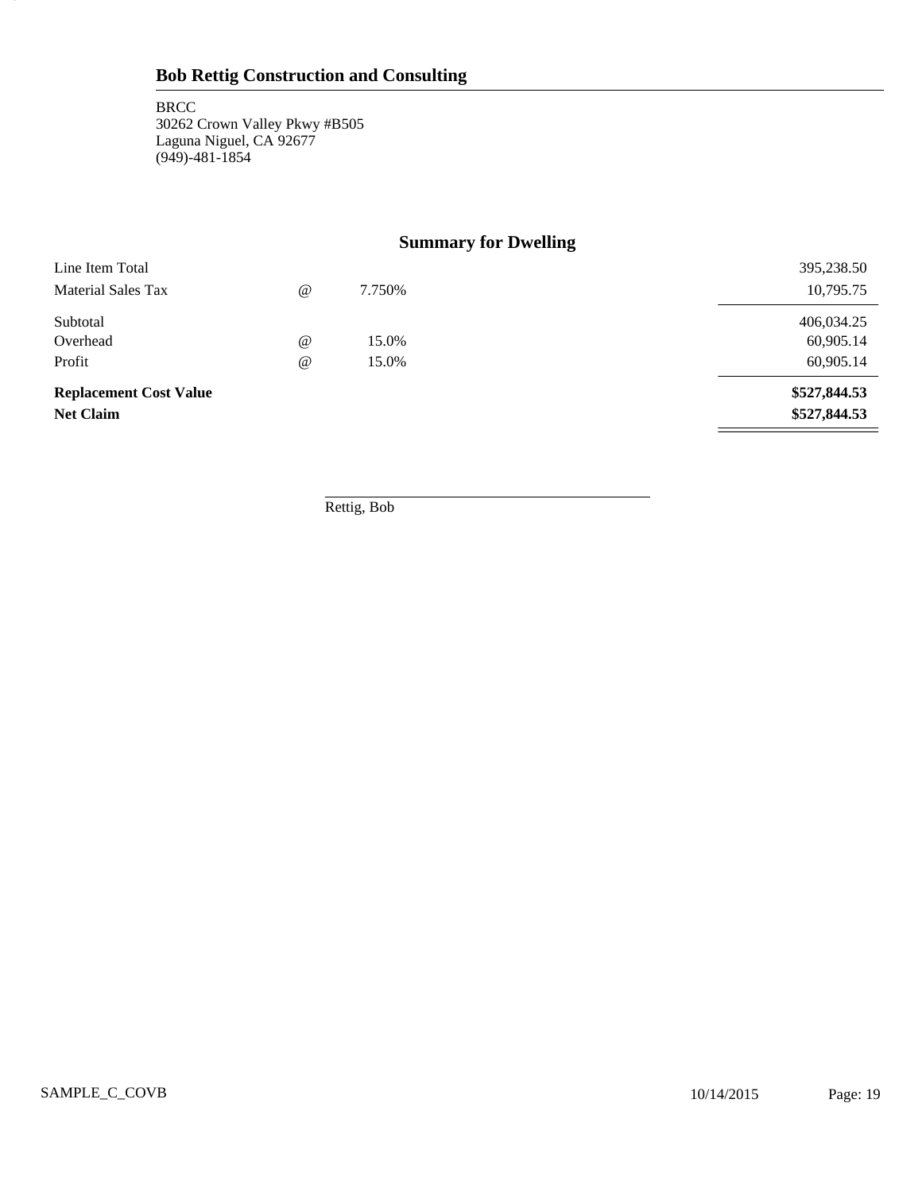## Bob Rettig Construction and Consulting

BRCC
30262 Crown Valley Pkwy #B505
Laguna Niguel, CA 92677
(949)-481-1854

### Summary for Dwelling

| | | | |
|---|---|---|---|
| Line Item Total | | | 395,238.50 |
| Material Sales Tax | @ | 7.750% | 10,795.75 |
| Subtotal | | | 406,034.25 |
| Overhead | @ | 15.0% | 60,905.14 |
| Profit | @ | 15.0% | 60,905.14 |
| **Replacement Cost Value** | | | **$527,844.53** |
| **Net Claim** | | | **$527,844.53** |

Rettig, Bob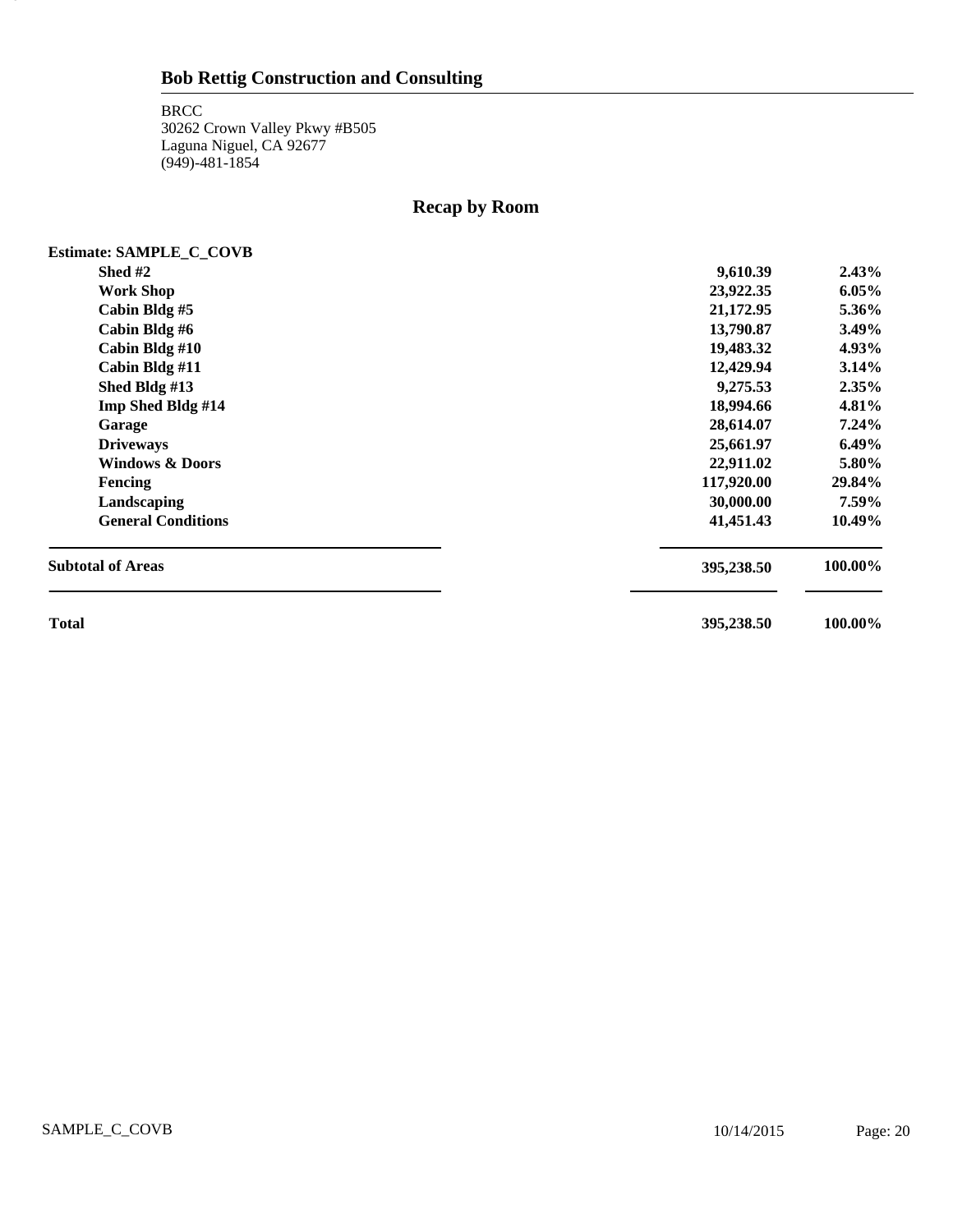## Bob Rettig Construction and Consulting

BRCC
30262 Crown Valley Pkwy #B505
Laguna Niguel, CA 92677
(949)-481-1854

# Recap by Room

**Estimate: SAMPLE_C_COVB**

| | | |
|---|---:|---:|
| **Shed #2** | **9,610.39** | **2.43%** |
| **Work Shop** | **23,922.35** | **6.05%** |
| **Cabin Bldg #5** | **21,172.95** | **5.36%** |
| **Cabin Bldg #6** | **13,790.87** | **3.49%** |
| **Cabin Bldg #10** | **19,483.32** | **4.93%** |
| **Cabin Bldg #11** | **12,429.94** | **3.14%** |
| **Shed Bldg #13** | **9,275.53** | **2.35%** |
| **Imp Shed Bldg #14** | **18,994.66** | **4.81%** |
| **Garage** | **28,614.07** | **7.24%** |
| **Driveways** | **25,661.97** | **6.49%** |
| **Windows & Doors** | **22,911.02** | **5.80%** |
| **Fencing** | **117,920.00** | **29.84%** |
| **Landscaping** | **30,000.00** | **7.59%** |
| **General Conditions** | **41,451.43** | **10.49%** |
| **Subtotal of Areas** | **395,238.50** | **100.00%** |
| **Total** | **395,238.50** | **100.00%** |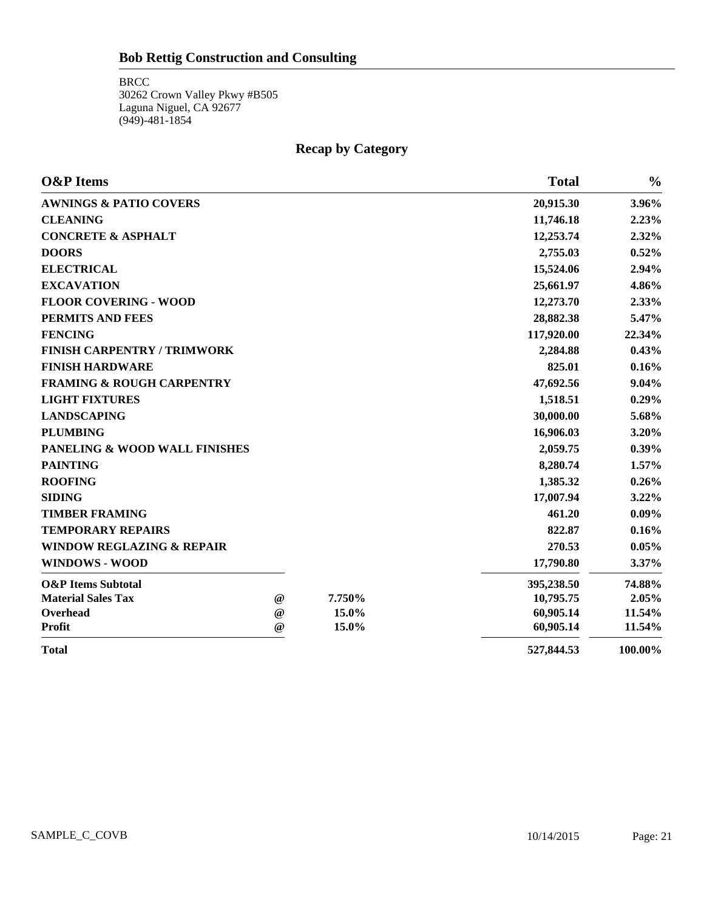## Bob Rettig Construction and Consulting

BRCC
30262 Crown Valley Pkwy #B505
Laguna Niguel, CA 92677
(949)-481-1854

# Recap by Category

| O&P Items | | | Total | % |
|---|---|---|---|---|
| AWNINGS & PATIO COVERS | | | 20,915.30 | 3.96% |
| CLEANING | | | 11,746.18 | 2.23% |
| CONCRETE & ASPHALT | | | 12,253.74 | 2.32% |
| DOORS | | | 2,755.03 | 0.52% |
| ELECTRICAL | | | 15,524.06 | 2.94% |
| EXCAVATION | | | 25,661.97 | 4.86% |
| FLOOR COVERING - WOOD | | | 12,273.70 | 2.33% |
| PERMITS AND FEES | | | 28,882.38 | 5.47% |
| FENCING | | | 117,920.00 | 22.34% |
| FINISH CARPENTRY / TRIMWORK | | | 2,284.88 | 0.43% |
| FINISH HARDWARE | | | 825.01 | 0.16% |
| FRAMING & ROUGH CARPENTRY | | | 47,692.56 | 9.04% |
| LIGHT FIXTURES | | | 1,518.51 | 0.29% |
| LANDSCAPING | | | 30,000.00 | 5.68% |
| PLUMBING | | | 16,906.03 | 3.20% |
| PANELING & WOOD WALL FINISHES | | | 2,059.75 | 0.39% |
| PAINTING | | | 8,280.74 | 1.57% |
| ROOFING | | | 1,385.32 | 0.26% |
| SIDING | | | 17,007.94 | 3.22% |
| TIMBER FRAMING | | | 461.20 | 0.09% |
| TEMPORARY REPAIRS | | | 822.87 | 0.16% |
| WINDOW REGLAZING & REPAIR | | | 270.53 | 0.05% |
| WINDOWS - WOOD | | | 17,790.80 | 3.37% |
| **O&P Items Subtotal** | | | 395,238.50 | 74.88% |
| **Material Sales Tax** | @ | 7.750% | 10,795.75 | 2.05% |
| **Overhead** | @ | 15.0% | 60,905.14 | 11.54% |
| **Profit** | @ | 15.0% | 60,905.14 | 11.54% |
| **Total** | | | 527,844.53 | 100.00% |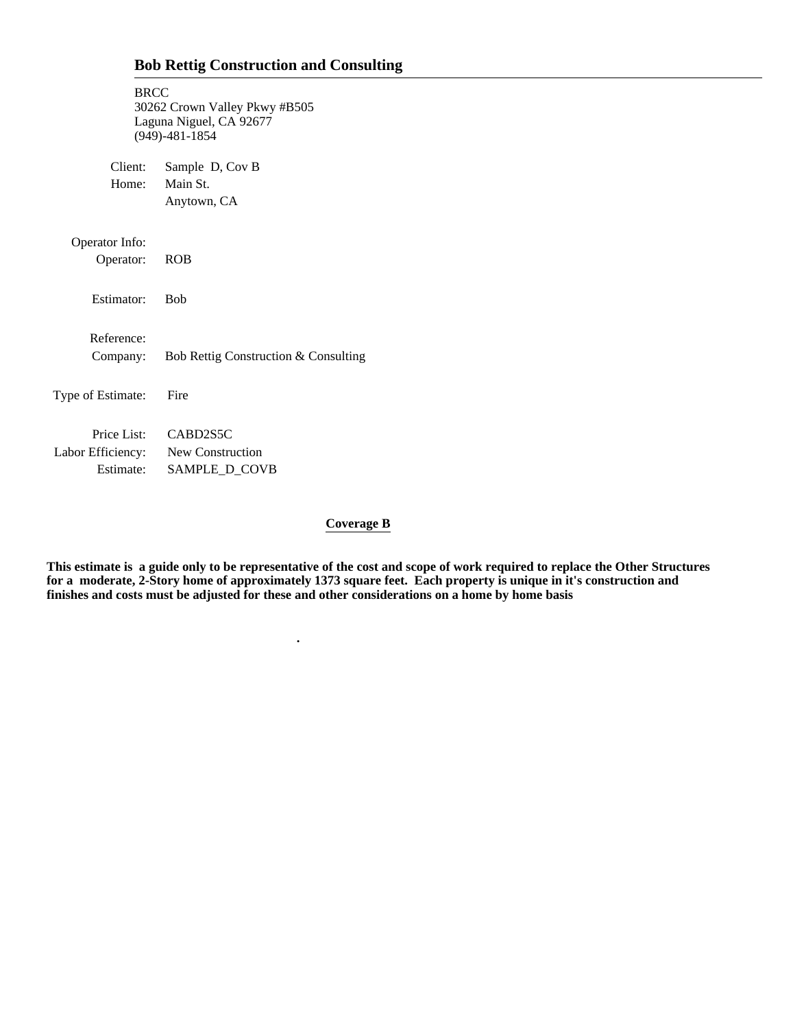## Bob Rettig Construction and Consulting

BRCC
30262 Crown Valley Pkwy #B505
Laguna Niguel, CA 92677
(949)-481-1854

| | |
|---|---|
| Client: | Sample D, Cov B |
| Home: | Main St. |
| | Anytown, CA |
| Operator Info: | |
| Operator: | ROB |
| Estimator: | Bob |
| Reference: | |
| Company: | Bob Rettig Construction & Consulting |
| Type of Estimate: | Fire |
| Price List: | CABD2S5C |
| Labor Efficiency: | New Construction |
| Estimate: | SAMPLE_D_COVB |

**Coverage B**

**This estimate is a guide only to be representative of the cost and scope of work required to replace the Other Structures for a moderate, 2-Story home of approximately 1373 square feet. Each property is unique in it's construction and finishes and costs must be adjusted for these and other considerations on a home by home basis**

.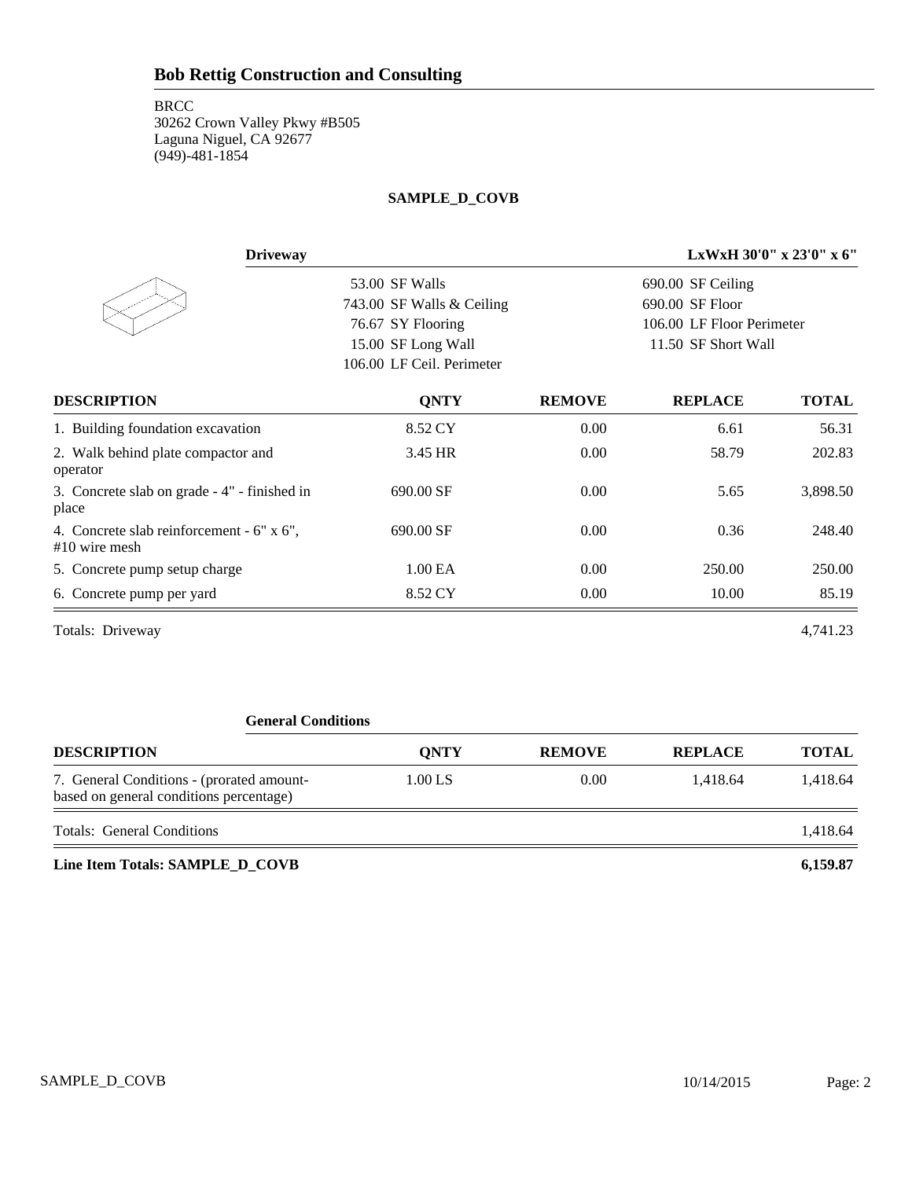# Bob Rettig Construction and Consulting

BRCC
30262 Crown Valley Pkwy #B505
Laguna Niguel, CA 92677
(949)-481-1854

**SAMPLE_D_COVB**

**Driveway** — **LxWxH 30'0" x 23'0" x 6"**

| | |
|---|---|
| 53.00 SF Walls | 690.00 SF Ceiling |
| 743.00 SF Walls & Ceiling | 690.00 SF Floor |
| 76.67 SY Flooring | 106.00 LF Floor Perimeter |
| 15.00 SF Long Wall | 11.50 SF Short Wall |
| 106.00 LF Ceil. Perimeter | |

| DESCRIPTION | QNTY | REMOVE | REPLACE | TOTAL |
|---|---|---|---|---|
| 1. Building foundation excavation | 8.52 CY | 0.00 | 6.61 | 56.31 |
| 2. Walk behind plate compactor and operator | 3.45 HR | 0.00 | 58.79 | 202.83 |
| 3. Concrete slab on grade - 4" - finished in place | 690.00 SF | 0.00 | 5.65 | 3,898.50 |
| 4. Concrete slab reinforcement - 6" x 6", #10 wire mesh | 690.00 SF | 0.00 | 0.36 | 248.40 |
| 5. Concrete pump setup charge | 1.00 EA | 0.00 | 250.00 | 250.00 |
| 6. Concrete pump per yard | 8.52 CY | 0.00 | 10.00 | 85.19 |
| Totals: Driveway | | | | 4,741.23 |

**General Conditions**

| DESCRIPTION | QNTY | REMOVE | REPLACE | TOTAL |
|---|---|---|---|---|
| 7. General Conditions - (prorated amount-based on general conditions percentage) | 1.00 LS | 0.00 | 1,418.64 | 1,418.64 |
| Totals: General Conditions | | | | 1,418.64 |
| **Line Item Totals: SAMPLE_D_COVB** | | | | **6,159.87** |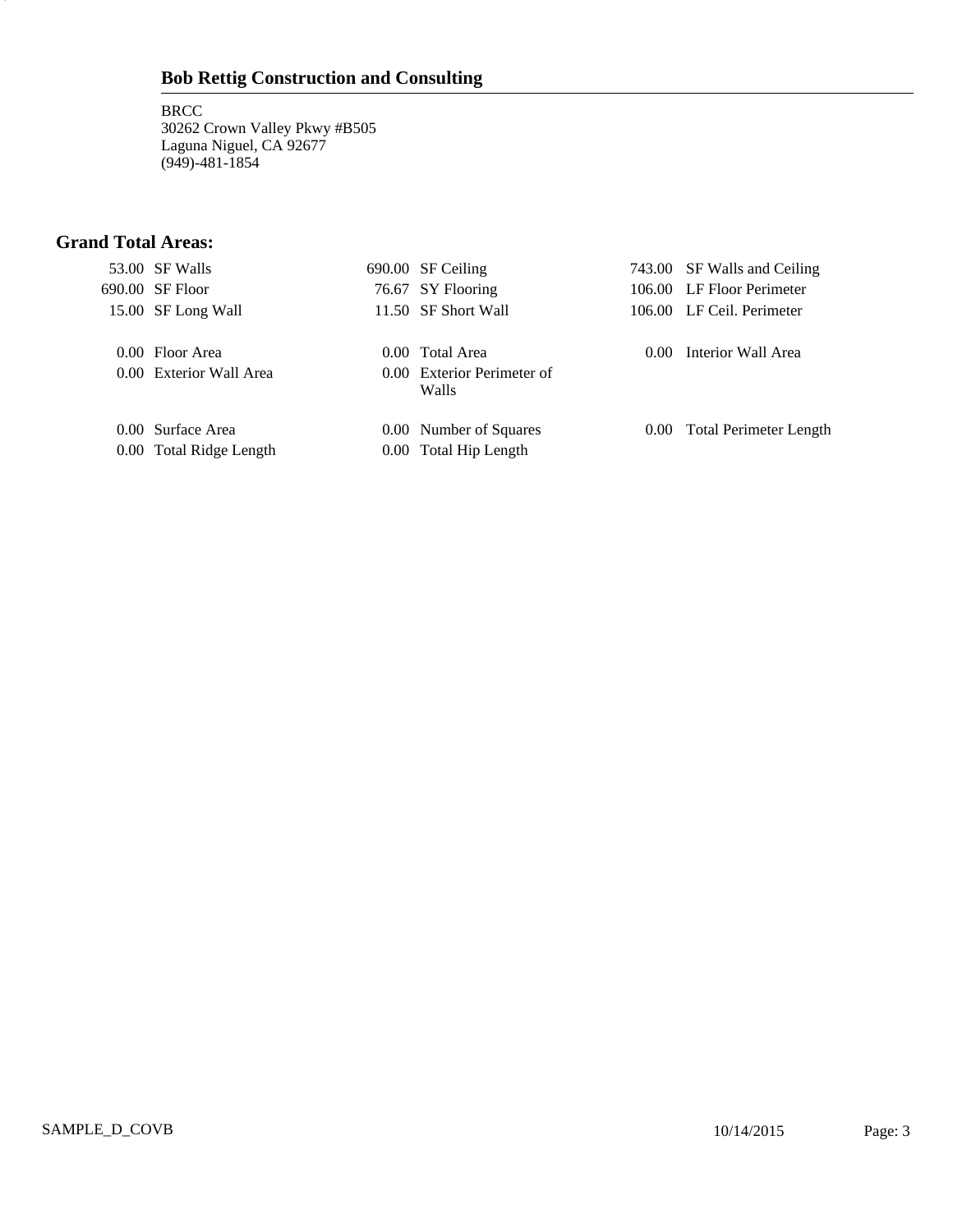**Bob Rettig Construction and Consulting**

BRCC
30262 Crown Valley Pkwy #B505
Laguna Niguel, CA 92677
(949)-481-1854

## Grand Total Areas:

| | | | | | |
|---|---|---|---|---|---|
| 53.00 | SF Walls | 690.00 | SF Ceiling | 743.00 | SF Walls and Ceiling |
| 690.00 | SF Floor | 76.67 | SY Flooring | 106.00 | LF Floor Perimeter |
| 15.00 | SF Long Wall | 11.50 | SF Short Wall | 106.00 | LF Ceil. Perimeter |
| 0.00 | Floor Area | 0.00 | Total Area | 0.00 | Interior Wall Area |
| 0.00 | Exterior Wall Area | 0.00 | Exterior Perimeter of Walls | | |
| 0.00 | Surface Area | 0.00 | Number of Squares | 0.00 | Total Perimeter Length |
| 0.00 | Total Ridge Length | 0.00 | Total Hip Length | | |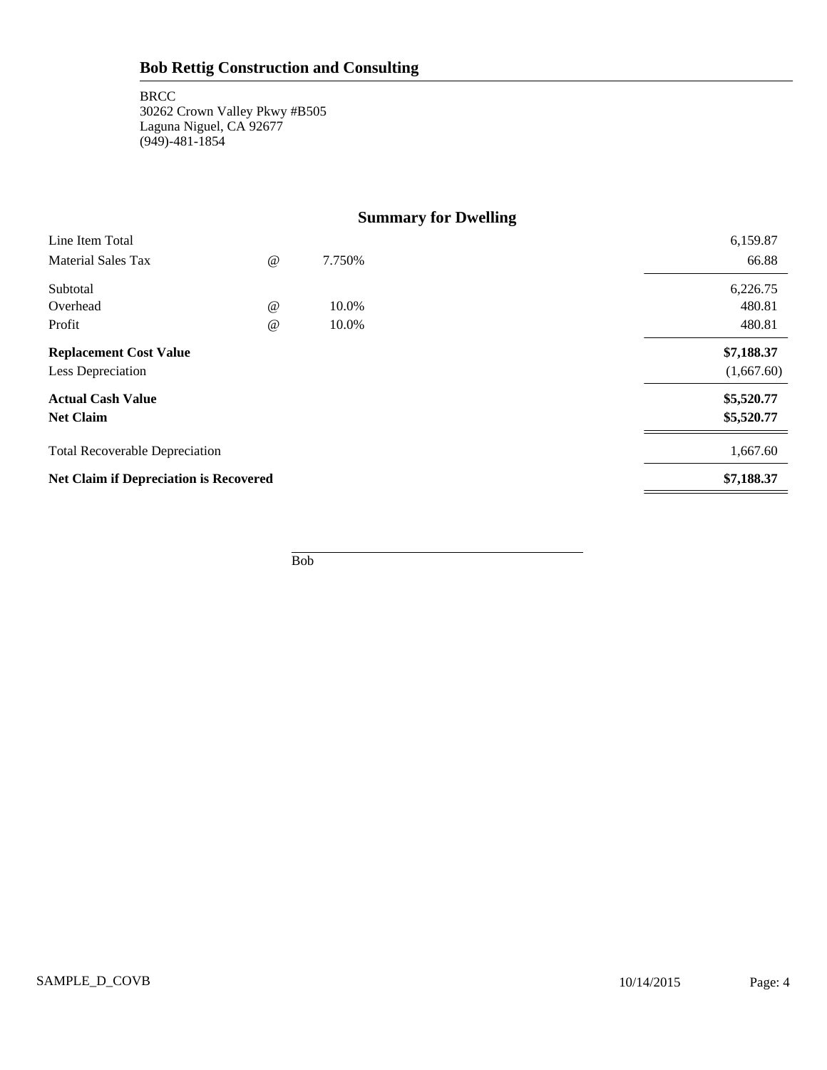# Bob Rettig Construction and Consulting

BRCC
30262 Crown Valley Pkwy #B505
Laguna Niguel, CA 92677
(949)-481-1854

## Summary for Dwelling

| | | | |
|---|---|---|---|
| Line Item Total | | | 6,159.87 |
| Material Sales Tax | @ | 7.750% | 66.88 |
| Subtotal | | | 6,226.75 |
| Overhead | @ | 10.0% | 480.81 |
| Profit | @ | 10.0% | 480.81 |
| **Replacement Cost Value** | | | **$7,188.37** |
| Less Depreciation | | | (1,667.60) |
| **Actual Cash Value** | | | **$5,520.77** |
| **Net Claim** | | | **$5,520.77** |
| Total Recoverable Depreciation | | | 1,667.60 |
| **Net Claim if Depreciation is Recovered** | | | **$7,188.37** |

______________________________
Bob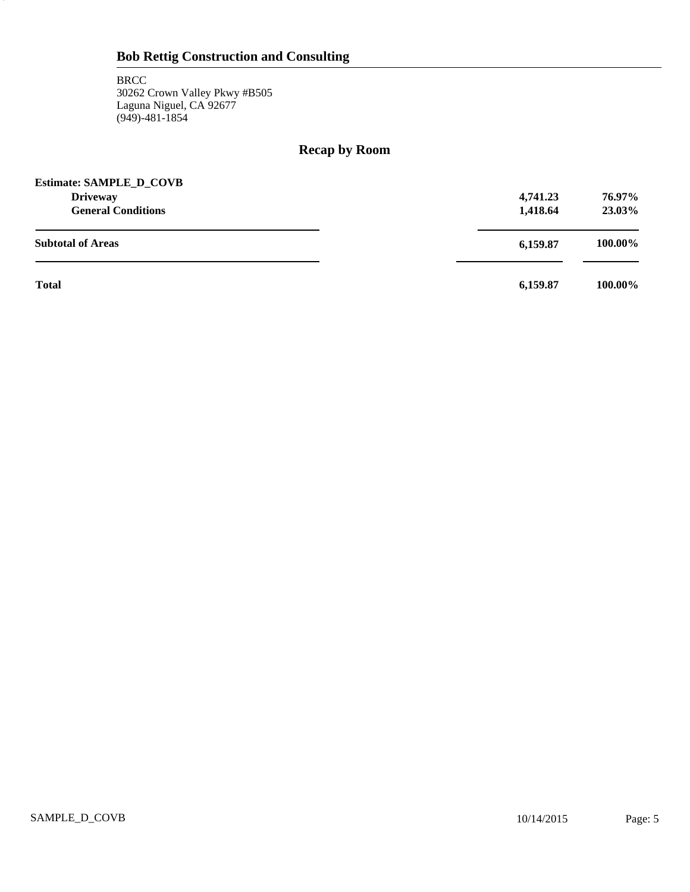## Bob Rettig Construction and Consulting

BRCC
30262 Crown Valley Pkwy #B505
Laguna Niguel, CA 92677
(949)-481-1854

# Recap by Room

**Estimate: SAMPLE_D_COVB**

| | | |
|---|---:|---:|
| **Driveway** | **4,741.23** | **76.97%** |
| **General Conditions** | **1,418.64** | **23.03%** |
| **Subtotal of Areas** | **6,159.87** | **100.00%** |
| **Total** | **6,159.87** | **100.00%** |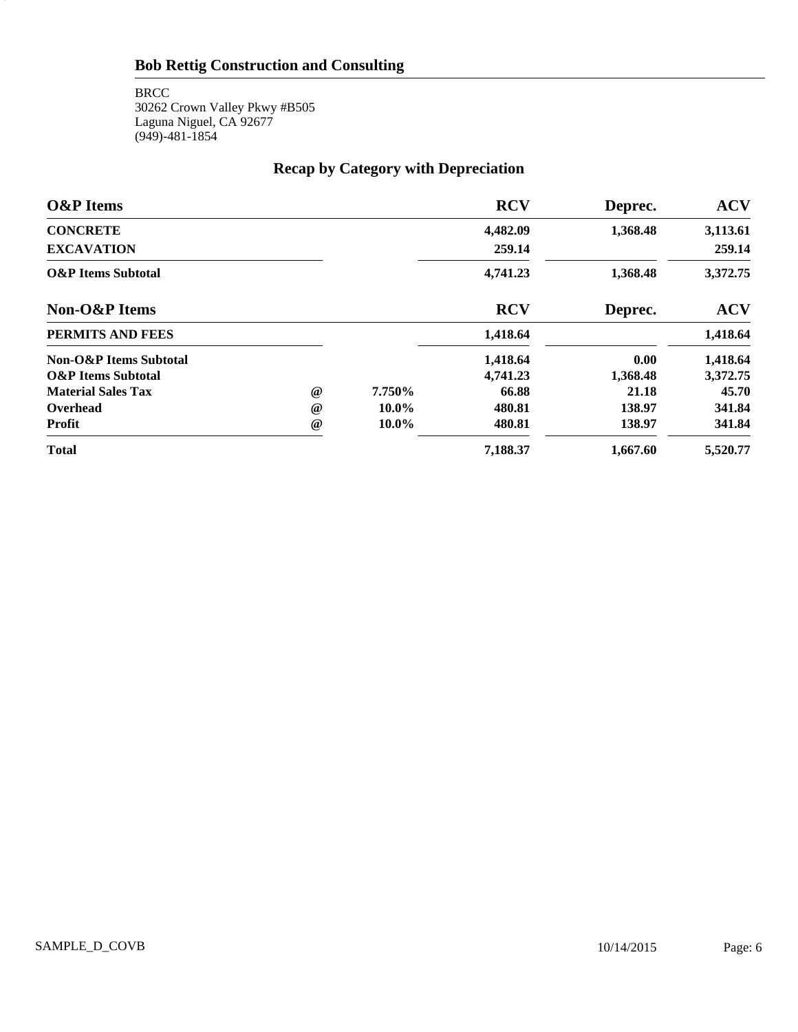# Bob Rettig Construction and Consulting

BRCC
30262 Crown Valley Pkwy #B505
Laguna Niguel, CA 92677
(949)-481-1854

## Recap by Category with Depreciation

| O&P Items | | | RCV | Deprec. | ACV |
|---|---|---|---|---|---|
| **CONCRETE** | | | **4,482.09** | **1,368.48** | **3,113.61** |
| **EXCAVATION** | | | **259.14** | | **259.14** |
| **O&P Items Subtotal** | | | **4,741.23** | **1,368.48** | **3,372.75** |

| Non-O&P Items | | | RCV | Deprec. | ACV |
|---|---|---|---|---|---|
| **PERMITS AND FEES** | | | **1,418.64** | | **1,418.64** |
| **Non-O&P Items Subtotal** | | | **1,418.64** | **0.00** | **1,418.64** |
| **O&P Items Subtotal** | | | **4,741.23** | **1,368.48** | **3,372.75** |
| **Material Sales Tax** | **@** | **7.750%** | **66.88** | **21.18** | **45.70** |
| **Overhead** | **@** | **10.0%** | **480.81** | **138.97** | **341.84** |
| **Profit** | **@** | **10.0%** | **480.81** | **138.97** | **341.84** |
| **Total** | | | **7,188.37** | **1,667.60** | **5,520.77** |

SAMPLE_D_COVB 10/14/2015